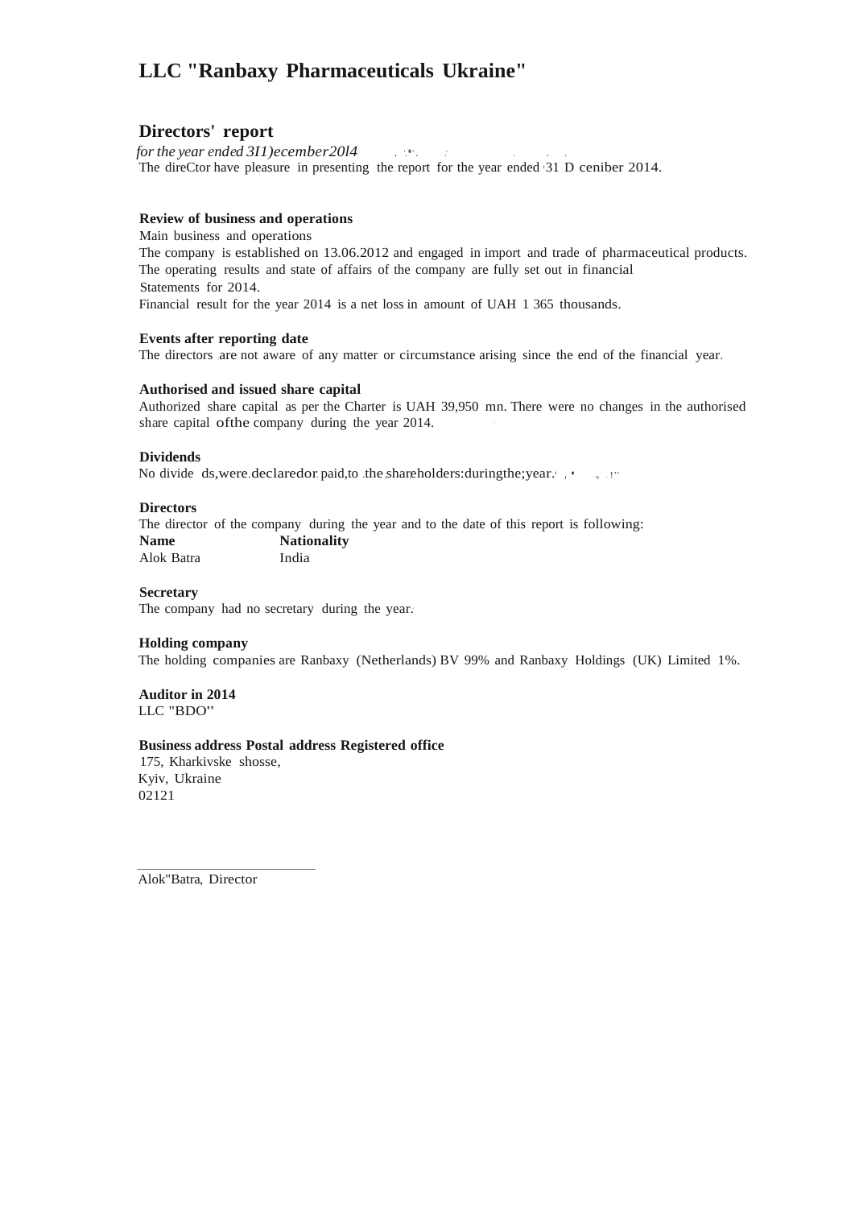# LLC "Ranbaxy Pharmaceuticals Ukraine"

## Directors' report

*for the year ended 3I1)ecember20l4*

The direCtor have pleasure in presenting the report for the year ended 31 D ceniber 2014.

**Review of business and operations**

Main business and operations

The company is established on 13.06.2012 and engaged in import and trade of pharmaceutical products. The operating results and state of affairs of the company are fully set out in financial Statements for 2014.

Financial result for the year 2014 is a net loss in amount of UAH 1 365 thousands.

**Events after reporting date**

The directors are not aware of any matter or circumstance arising since the end of the financial year.

**Authorised and issued share capital**

Authorized share capital as per the Charter is UAH 39,950 mn. There were no changes in the authorised share capital ofthe company during the year 2014.

**Dividends**

No divide ds,were declaredor paid,to the shareholders:duringthe;year.

**Directors**

The director of the company during the year and to the date of this report is following:

| Name | Nationality |
|---|---|
| Alok Batra | India |

**Secretary**

The company had no secretary during the year.

**Holding company**

The holding companies are Ranbaxy (Netherlands) BV 99% and Ranbaxy Holdings (UK) Limited 1%.

**Auditor in 2014**

LLC "BDO"

**Business address Postal address Registered office**

175, Kharkivske shosse,
Kyiv, Ukraine
02121

Alok"Batra, Director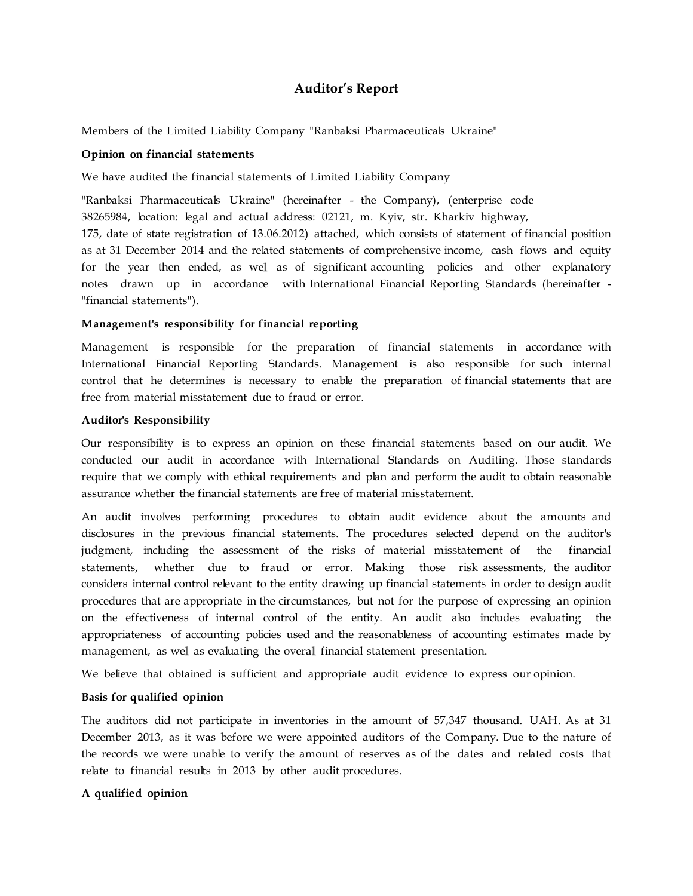# Auditor's Report

Members of the Limited Liability Company "Ranbaksi Pharmaceuticals Ukraine"

**Opinion on financial statements**

We have audited the financial statements of Limited Liability Company "Ranbaksi Pharmaceuticals Ukraine" (hereinafter - the Company), (enterprise code 38265984, location: legal and actual address: 02121, m. Kyiv, str. Kharkiv highway, 175, date of state registration of 13.06.2012) attached, which consists of statement of financial position as at 31 December 2014 and the related statements of comprehensive income, cash flows and equity for the year then ended, as well as of significant accounting policies and other explanatory notes drawn up in accordance with International Financial Reporting Standards (hereinafter - "financial statements").

**Management's responsibility for financial reporting**

Management is responsible for the preparation of financial statements in accordance with International Financial Reporting Standards. Management is also responsible for such internal control that he determines is necessary to enable the preparation of financial statements that are free from material misstatement due to fraud or error.

**Auditor's Responsibility**

Our responsibility is to express an opinion on these financial statements based on our audit. We conducted our audit in accordance with International Standards on Auditing. Those standards require that we comply with ethical requirements and plan and perform the audit to obtain reasonable assurance whether the financial statements are free of material misstatement.

An audit involves performing procedures to obtain audit evidence about the amounts and disclosures in the previous financial statements. The procedures selected depend on the auditor's judgment, including the assessment of the risks of material misstatement of the financial statements, whether due to fraud or error. Making those risk assessments, the auditor considers internal control relevant to the entity drawing up financial statements in order to design audit procedures that are appropriate in the circumstances, but not for the purpose of expressing an opinion on the effectiveness of internal control of the entity. An audit also includes evaluating the appropriateness of accounting policies used and the reasonableness of accounting estimates made by management, as well as evaluating the overall financial statement presentation.

We believe that obtained is sufficient and appropriate audit evidence to express our opinion.

**Basis for qualified opinion**

The auditors did not participate in inventories in the amount of 57,347 thousand. UAH. As at 31 December 2013, as it was before we were appointed auditors of the Company. Due to the nature of the records we were unable to verify the amount of reserves as of the dates and related costs that relate to financial results in 2013 by other audit procedures.

**A qualified opinion**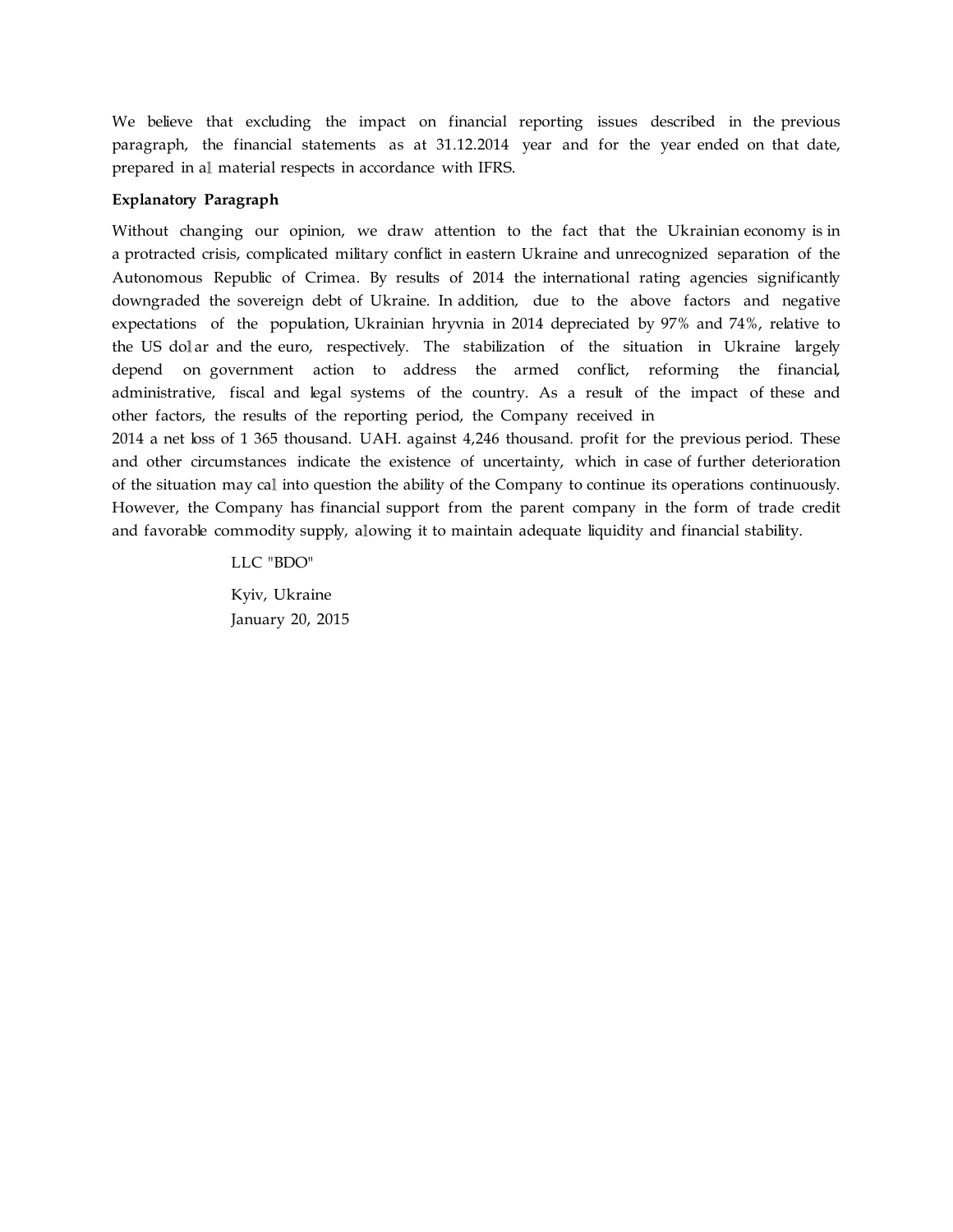We believe that excluding the impact on financial reporting issues described in the previous paragraph, the financial statements as at 31.12.2014 year and for the year ended on that date, prepared in all material respects in accordance with IFRS.

**Explanatory Paragraph**

Without changing our opinion, we draw attention to the fact that the Ukrainian economy is in a protracted crisis, complicated military conflict in eastern Ukraine and unrecognized separation of the Autonomous Republic of Crimea. By results of 2014 the international rating agencies significantly downgraded the sovereign debt of Ukraine. In addition, due to the above factors and negative expectations of the population, Ukrainian hryvnia in 2014 depreciated by 97% and 74%, relative to the US dollar and the euro, respectively. The stabilization of the situation in Ukraine largely depend on government action to address the armed conflict, reforming the financial, administrative, fiscal and legal systems of the country. As a result of the impact of these and other factors, the results of the reporting period, the Company received in 2014 a net loss of 1 365 thousand. UAH. against 4,246 thousand. profit for the previous period. These and other circumstances indicate the existence of uncertainty, which in case of further deterioration of the situation may call into question the ability of the Company to continue its operations continuously. However, the Company has financial support from the parent company in the form of trade credit and favorable commodity supply, allowing it to maintain adequate liquidity and financial stability.

LLC "BDO"

Kyiv, Ukraine
January 20, 2015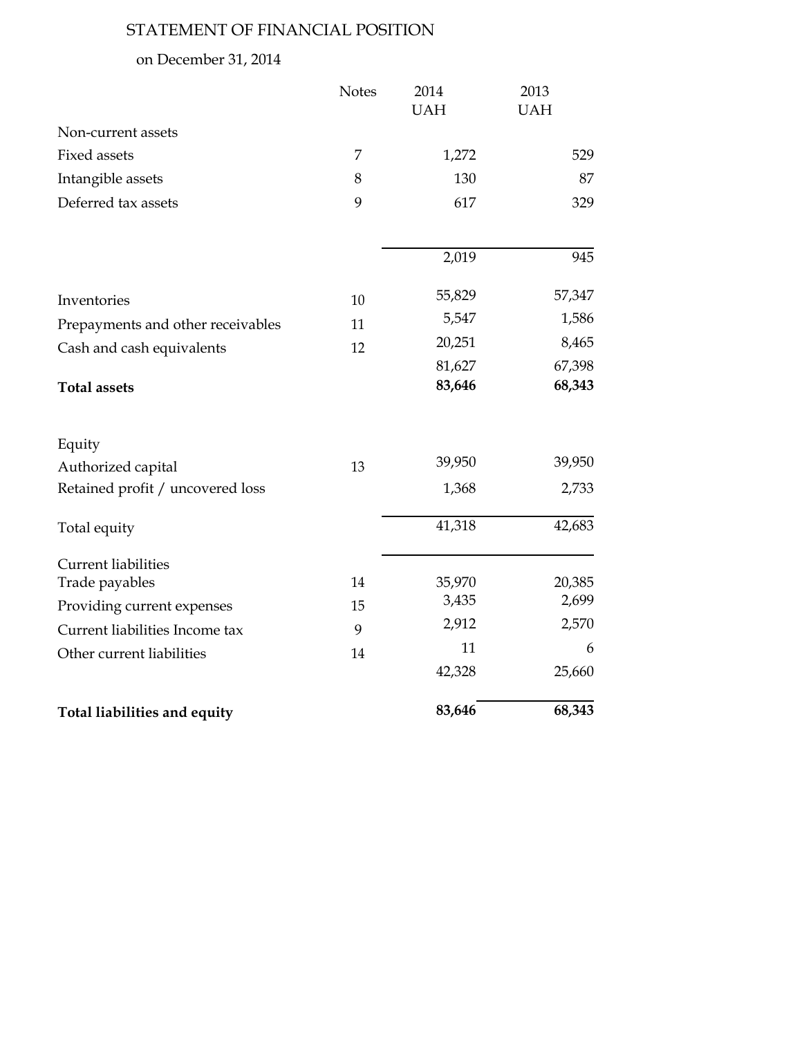# STATEMENT OF FINANCIAL POSITION

on December 31, 2014

| | Notes | 2014 UAH | 2013 UAH |
|---|---|---|---|
| Non-current assets | | | |
| Fixed assets | 7 | 1,272 | 529 |
| Intangible assets | 8 | 130 | 87 |
| Deferred tax assets | 9 | 617 | 329 |
| | | 2,019 | 945 |
| Inventories | 10 | 55,829 | 57,347 |
| Prepayments and other receivables | 11 | 5,547 | 1,586 |
| Cash and cash equivalents | 12 | 20,251 | 8,465 |
| | | 81,627 | 67,398 |
| **Total assets** | | **83,646** | **68,343** |
| Equity | | | |
| Authorized capital | 13 | 39,950 | 39,950 |
| Retained profit / uncovered loss | | 1,368 | 2,733 |
| Total equity | | 41,318 | 42,683 |
| Current liabilities | | | |
| Trade payables | 14 | 35,970 | 20,385 |
| Providing current expenses | 15 | 3,435 | 2,699 |
| Current liabilities Income tax | 9 | 2,912 | 2,570 |
| Other current liabilities | 14 | 11 | 6 |
| | | 42,328 | 25,660 |
| **Total liabilities and equity** | | **83,646** | **68,343** |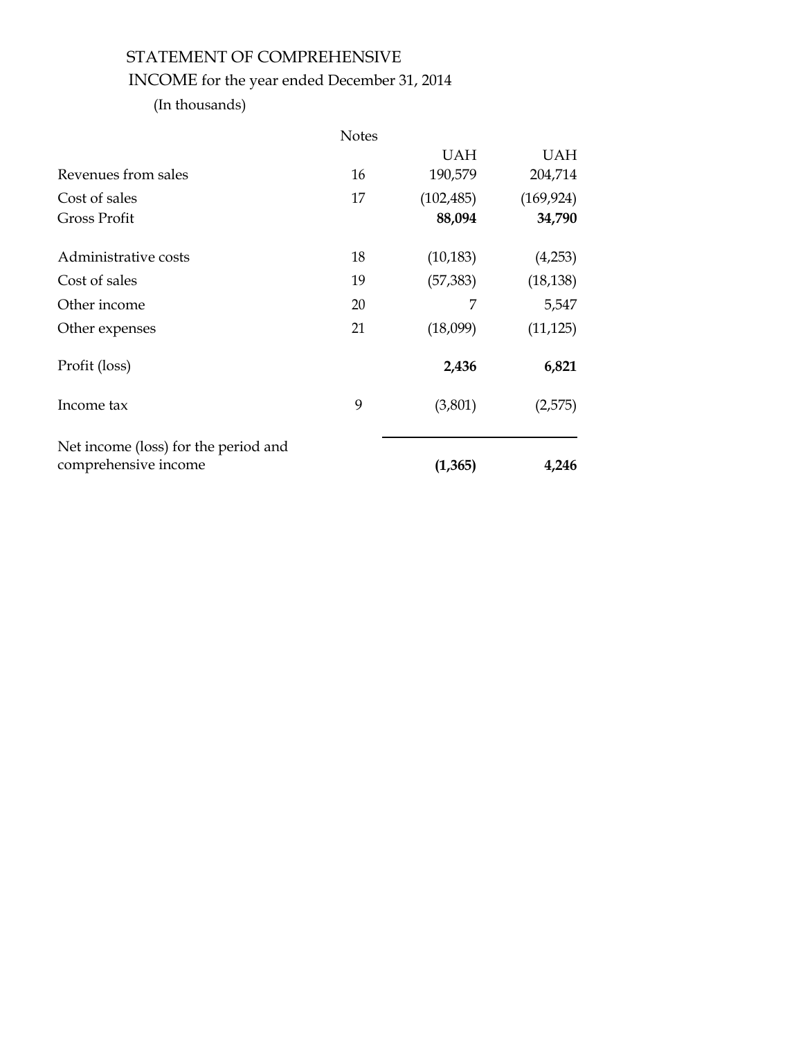STATEMENT OF COMPREHENSIVE INCOME for the year ended December 31, 2014

(In thousands)

| | Notes | UAH | UAH |
|---|---|---|---|
| Revenues from sales | 16 | 190,579 | 204,714 |
| Cost of sales | 17 | (102,485) | (169,924) |
| Gross Profit | | **88,094** | **34,790** |
| Administrative costs | 18 | (10,183) | (4,253) |
| Cost of sales | 19 | (57,383) | (18,138) |
| Other income | 20 | 7 | 5,547 |
| Other expenses | 21 | (18,099) | (11,125) |
| Profit (loss) | | **2,436** | **6,821** |
| Income tax | 9 | (3,801) | (2,575) |
| Net income (loss) for the period and comprehensive income | | **(1,365)** | **4,246** |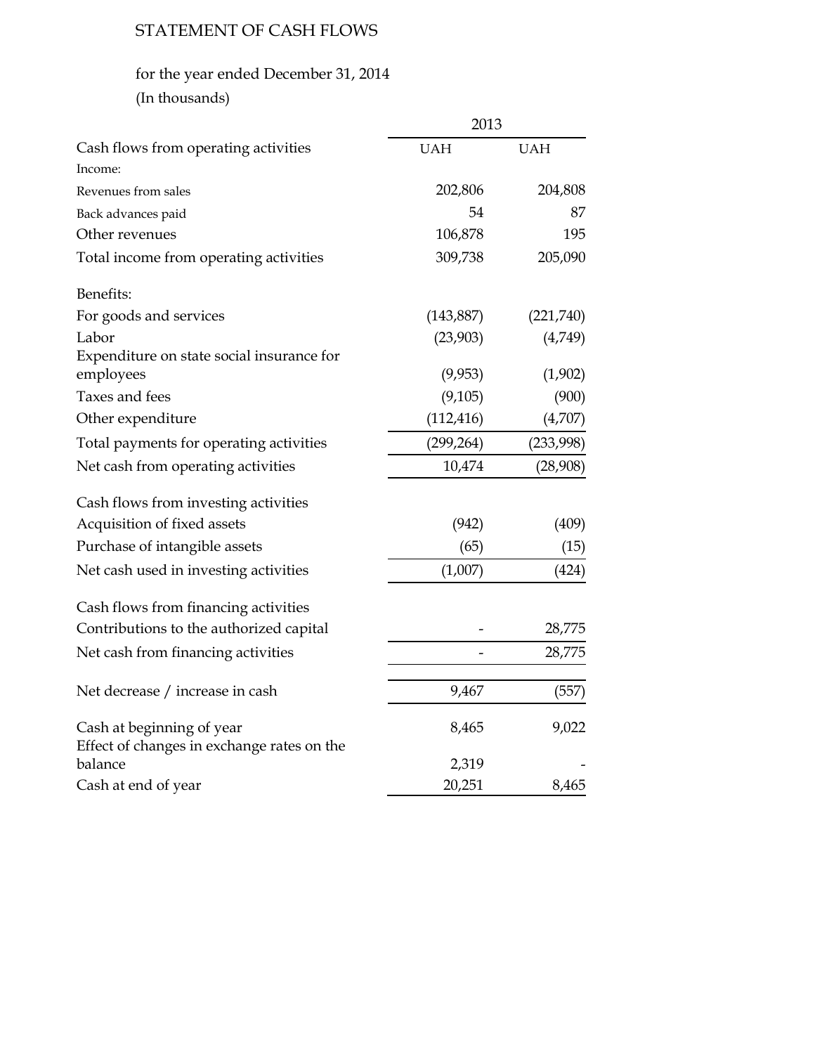STATEMENT OF CASH FLOWS

for the year ended December 31, 2014
(In thousands)

| | 2013 | |
|---|---|---|
| Cash flows from operating activities | UAH | UAH |
| Income: | | |
| Revenues from sales | 202,806 | 204,808 |
| Back advances paid | 54 | 87 |
| Other revenues | 106,878 | 195 |
| Total income from operating activities | 309,738 | 205,090 |
| | | |
| Benefits: | | |
| For goods and services | (143,887) | (221,740) |
| Labor | (23,903) | (4,749) |
| Expenditure on state social insurance for employees | (9,953) | (1,902) |
| Taxes and fees | (9,105) | (900) |
| Other expenditure | (112,416) | (4,707) |
| Total payments for operating activities | (299,264) | (233,998) |
| Net cash from operating activities | 10,474 | (28,908) |
| | | |
| Cash flows from investing activities | | |
| Acquisition of fixed assets | (942) | (409) |
| Purchase of intangible assets | (65) | (15) |
| Net cash used in investing activities | (1,007) | (424) |
| | | |
| Cash flows from financing activities | | |
| Contributions to the authorized capital | - | 28,775 |
| Net cash from financing activities | - | 28,775 |
| | | |
| Net decrease / increase in cash | 9,467 | (557) |
| | | |
| Cash at beginning of year | 8,465 | 9,022 |
| Effect of changes in exchange rates on the balance | 2,319 | - |
| Cash at end of year | 20,251 | 8,465 |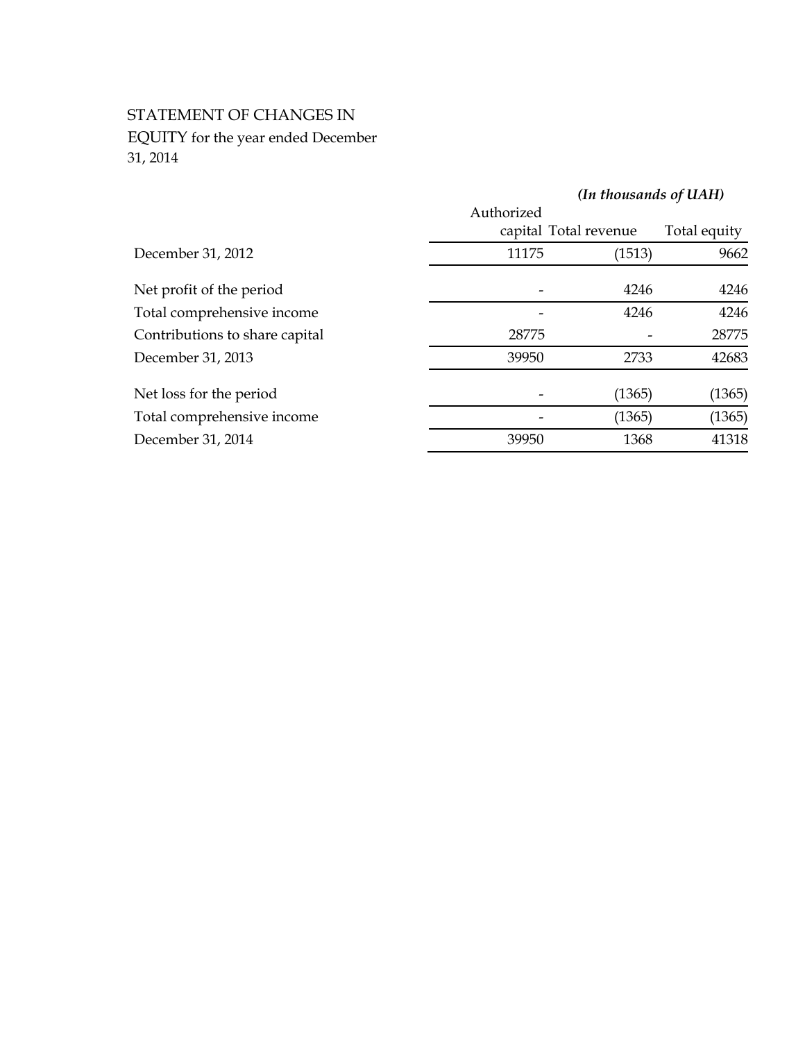STATEMENT OF CHANGES IN EQUITY for the year ended December 31, 2014

*(In thousands of UAH)*

| | Authorized capital | Total revenue | Total equity |
|---|---|---|---|
| December 31, 2012 | 11175 | (1513) | 9662 |
| Net profit of the period | - | 4246 | 4246 |
| Total comprehensive income | - | 4246 | 4246 |
| Contributions to share capital | 28775 | - | 28775 |
| December 31, 2013 | 39950 | 2733 | 42683 |
| Net loss for the period | - | (1365) | (1365) |
| Total comprehensive income | - | (1365) | (1365) |
| December 31, 2014 | 39950 | 1368 | 41318 |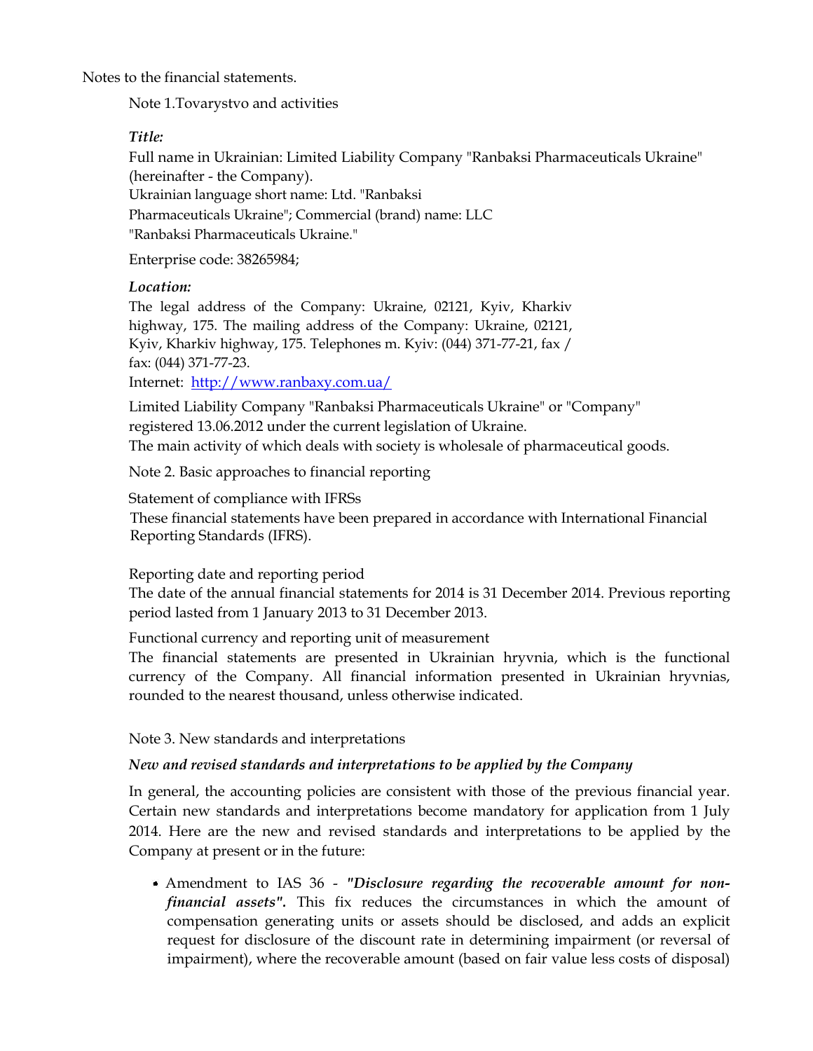Notes to the financial statements.

## Note 1.Tovarystvo and activities

***Title:***

Full name in Ukrainian: Limited Liability Company "Ranbaksi Pharmaceuticals Ukraine" (hereinafter - the Company).
Ukrainian language short name: Ltd. "Ranbaksi Pharmaceuticals Ukraine"; Commercial (brand) name: LLC "Ranbaksi Pharmaceuticals Ukraine."

Enterprise code: 38265984;

***Location:***

The legal address of the Company: Ukraine, 02121, Kyiv, Kharkiv highway, 175. The mailing address of the Company: Ukraine, 02121, Kyiv, Kharkiv highway, 175. Telephones m. Kyiv: (044) 371-77-21, fax / fax: (044) 371-77-23.
Internet: [http://www.ranbaxy.com.ua/](http://www.ranbaxy.com.ua/)

Limited Liability Company "Ranbaksi Pharmaceuticals Ukraine" or "Company" registered 13.06.2012 under the current legislation of Ukraine.
The main activity of which deals with society is wholesale of pharmaceutical goods.

## Note 2. Basic approaches to financial reporting

Statement of compliance with IFRSs
These financial statements have been prepared in accordance with International Financial Reporting Standards (IFRS).

Reporting date and reporting period
The date of the annual financial statements for 2014 is 31 December 2014. Previous reporting period lasted from 1 January 2013 to 31 December 2013.

Functional currency and reporting unit of measurement
The financial statements are presented in Ukrainian hryvnia, which is the functional currency of the Company. All financial information presented in Ukrainian hryvnias, rounded to the nearest thousand, unless otherwise indicated.

## Note 3. New standards and interpretations

***New and revised standards and interpretations to be applied by the Company***

In general, the accounting policies are consistent with those of the previous financial year. Certain new standards and interpretations become mandatory for application from 1 July 2014. Here are the new and revised standards and interpretations to be applied by the Company at present or in the future:

- Amendment to IAS 36 - ***"Disclosure regarding the recoverable amount for non-financial assets".*** This fix reduces the circumstances in which the amount of compensation generating units or assets should be disclosed, and adds an explicit request for disclosure of the discount rate in determining impairment (or reversal of impairment), where the recoverable amount (based on fair value less costs of disposal)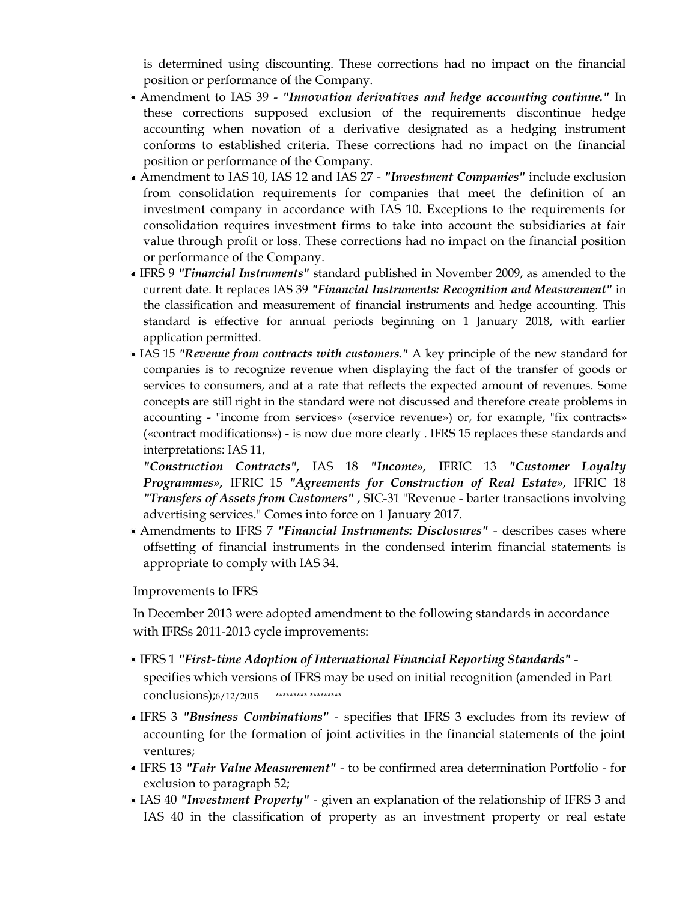is determined using discounting. These corrections had no impact on the financial position or performance of the Company.

- Amendment to IAS 39 - ***"Innovation derivatives and hedge accounting continue."*** In these corrections supposed exclusion of the requirements discontinue hedge accounting when novation of a derivative designated as a hedging instrument conforms to established criteria. These corrections had no impact on the financial position or performance of the Company.
- Amendment to IAS 10, IAS 12 and IAS 27 - ***"Investment Companies"*** include exclusion from consolidation requirements for companies that meet the definition of an investment company in accordance with IAS 10. Exceptions to the requirements for consolidation requires investment firms to take into account the subsidiaries at fair value through profit or loss. These corrections had no impact on the financial position or performance of the Company.
- IFRS 9 ***"Financial Instruments"*** standard published in November 2009, as amended to the current date. It replaces IAS 39 ***"Financial Instruments: Recognition and Measurement"*** in the classification and measurement of financial instruments and hedge accounting. This standard is effective for annual periods beginning on 1 January 2018, with earlier application permitted.
- IAS 15 ***"Revenue from contracts with customers."*** A key principle of the new standard for companies is to recognize revenue when displaying the fact of the transfer of goods or services to consumers, and at a rate that reflects the expected amount of revenues. Some concepts are still right in the standard were not discussed and therefore create problems in accounting - "income from services» («service revenue») or, for example, "fix contracts» («contract modifications») - is now due more clearly . IFRS 15 replaces these standards and interpretations: IAS 11,

  ***"Construction Contracts"***, IAS 18 ***"Income»***, IFRIC 13 ***"Customer Loyalty Programmes»***, IFRIC 15 ***"Agreements for Construction of Real Estate»***, IFRIC 18 ***"Transfers of Assets from Customers"*** , SIC-31 "Revenue - barter transactions involving advertising services." Comes into force on 1 January 2017.
- Amendments to IFRS 7 ***"Financial Instruments: Disclosures"*** - describes cases where offsetting of financial instruments in the condensed interim financial statements is appropriate to comply with IAS 34.

Improvements to IFRS

In December 2013 were adopted amendment to the following standards in accordance with IFRSs 2011-2013 cycle improvements:

- IFRS 1 ***"First-time Adoption of International Financial Reporting Standards"*** - specifies which versions of IFRS may be used on initial recognition (amended in Part conclusions);6/12/2015 ********* *********
- IFRS 3 ***"Business Combinations"*** - specifies that IFRS 3 excludes from its review of accounting for the formation of joint activities in the financial statements of the joint ventures;
- IFRS 13 ***"Fair Value Measurement"*** - to be confirmed area determination Portfolio - for exclusion to paragraph 52;
- IAS 40 ***"Investment Property"*** - given an explanation of the relationship of IFRS 3 and IAS 40 in the classification of property as an investment property or real estate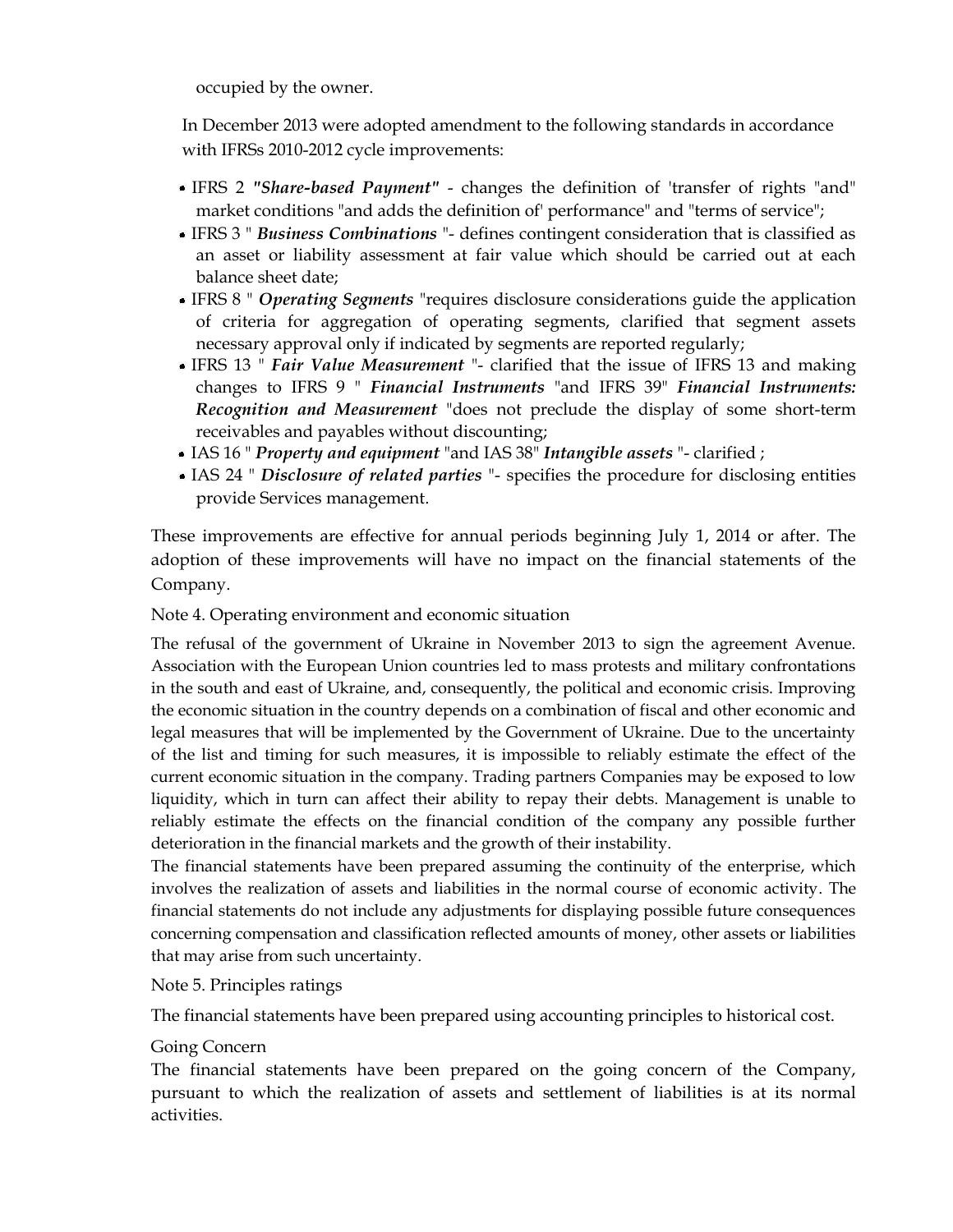occupied by the owner.

In December 2013 were adopted amendment to the following standards in accordance with IFRSs 2010-2012 cycle improvements:

- IFRS 2 ***"Share-based Payment"*** - changes the definition of 'transfer of rights "and" market conditions "and adds the definition of' performance" and "terms of service";
- IFRS 3 " ***Business Combinations*** "- defines contingent consideration that is classified as an asset or liability assessment at fair value which should be carried out at each balance sheet date;
- IFRS 8 " ***Operating Segments*** "requires disclosure considerations guide the application of criteria for aggregation of operating segments, clarified that segment assets necessary approval only if indicated by segments are reported regularly;
- IFRS 13 " ***Fair Value Measurement*** "- clarified that the issue of IFRS 13 and making changes to IFRS 9 " ***Financial Instruments*** "and IFRS 39" ***Financial Instruments: Recognition and Measurement*** "does not preclude the display of some short-term receivables and payables without discounting;
- IAS 16 " ***Property and equipment*** "and IAS 38" ***Intangible assets*** "- clarified ;
- IAS 24 " ***Disclosure of related parties*** "- specifies the procedure for disclosing entities provide Services management.

These improvements are effective for annual periods beginning July 1, 2014 or after. The adoption of these improvements will have no impact on the financial statements of the Company.

Note 4. Operating environment and economic situation

The refusal of the government of Ukraine in November 2013 to sign the agreement Avenue. Association with the European Union countries led to mass protests and military confrontations in the south and east of Ukraine, and, consequently, the political and economic crisis. Improving the economic situation in the country depends on a combination of fiscal and other economic and legal measures that will be implemented by the Government of Ukraine. Due to the uncertainty of the list and timing for such measures, it is impossible to reliably estimate the effect of the current economic situation in the company. Trading partners Companies may be exposed to low liquidity, which in turn can affect their ability to repay their debts. Management is unable to reliably estimate the effects on the financial condition of the company any possible further deterioration in the financial markets and the growth of their instability.

The financial statements have been prepared assuming the continuity of the enterprise, which involves the realization of assets and liabilities in the normal course of economic activity. The financial statements do not include any adjustments for displaying possible future consequences concerning compensation and classification reflected amounts of money, other assets or liabilities that may arise from such uncertainty.

Note 5. Principles ratings

The financial statements have been prepared using accounting principles to historical cost.

Going Concern

The financial statements have been prepared on the going concern of the Company, pursuant to which the realization of assets and settlement of liabilities is at its normal activities.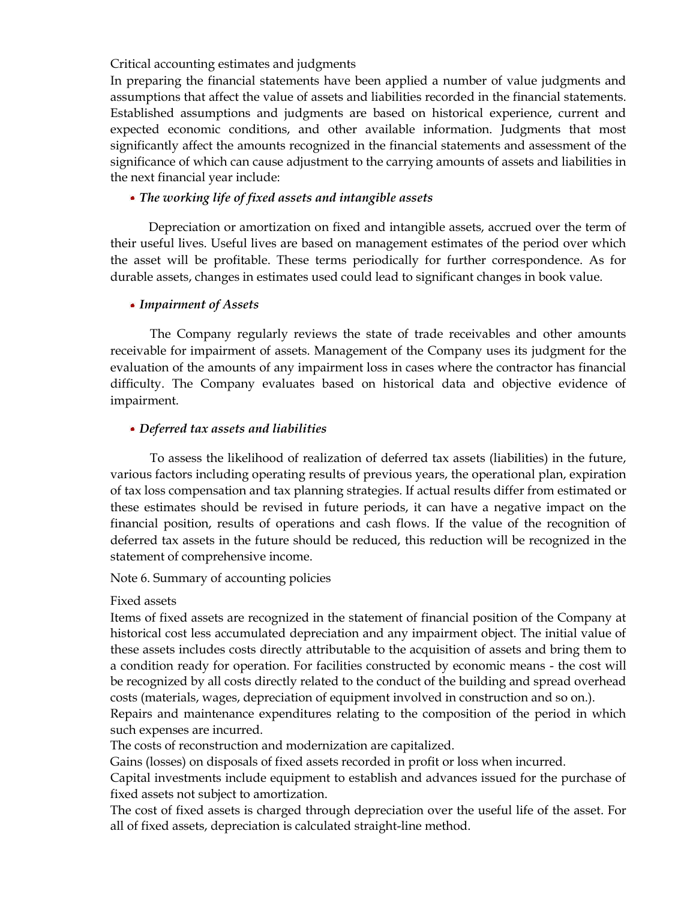Critical accounting estimates and judgments

In preparing the financial statements have been applied a number of value judgments and assumptions that affect the value of assets and liabilities recorded in the financial statements. Established assumptions and judgments are based on historical experience, current and expected economic conditions, and other available information. Judgments that most significantly affect the amounts recognized in the financial statements and assessment of the significance of which can cause adjustment to the carrying amounts of assets and liabilities in the next financial year include:

- ***The working life of fixed assets and intangible assets***

Depreciation or amortization on fixed and intangible assets, accrued over the term of their useful lives. Useful lives are based on management estimates of the period over which the asset will be profitable. These terms periodically for further correspondence. As for durable assets, changes in estimates used could lead to significant changes in book value.

- ***Impairment of Assets***

The Company regularly reviews the state of trade receivables and other amounts receivable for impairment of assets. Management of the Company uses its judgment for the evaluation of the amounts of any impairment loss in cases where the contractor has financial difficulty. The Company evaluates based on historical data and objective evidence of impairment.

- ***Deferred tax assets and liabilities***

To assess the likelihood of realization of deferred tax assets (liabilities) in the future, various factors including operating results of previous years, the operational plan, expiration of tax loss compensation and tax planning strategies. If actual results differ from estimated or these estimates should be revised in future periods, it can have a negative impact on the financial position, results of operations and cash flows. If the value of the recognition of deferred tax assets in the future should be reduced, this reduction will be recognized in the statement of comprehensive income.

Note 6. Summary of accounting policies

Fixed assets

Items of fixed assets are recognized in the statement of financial position of the Company at historical cost less accumulated depreciation and any impairment object. The initial value of these assets includes costs directly attributable to the acquisition of assets and bring them to a condition ready for operation. For facilities constructed by economic means - the cost will be recognized by all costs directly related to the conduct of the building and spread overhead costs (materials, wages, depreciation of equipment involved in construction and so on.).

Repairs and maintenance expenditures relating to the composition of the period in which such expenses are incurred.

The costs of reconstruction and modernization are capitalized.

Gains (losses) on disposals of fixed assets recorded in profit or loss when incurred.

Capital investments include equipment to establish and advances issued for the purchase of fixed assets not subject to amortization.

The cost of fixed assets is charged through depreciation over the useful life of the asset. For all of fixed assets, depreciation is calculated straight-line method.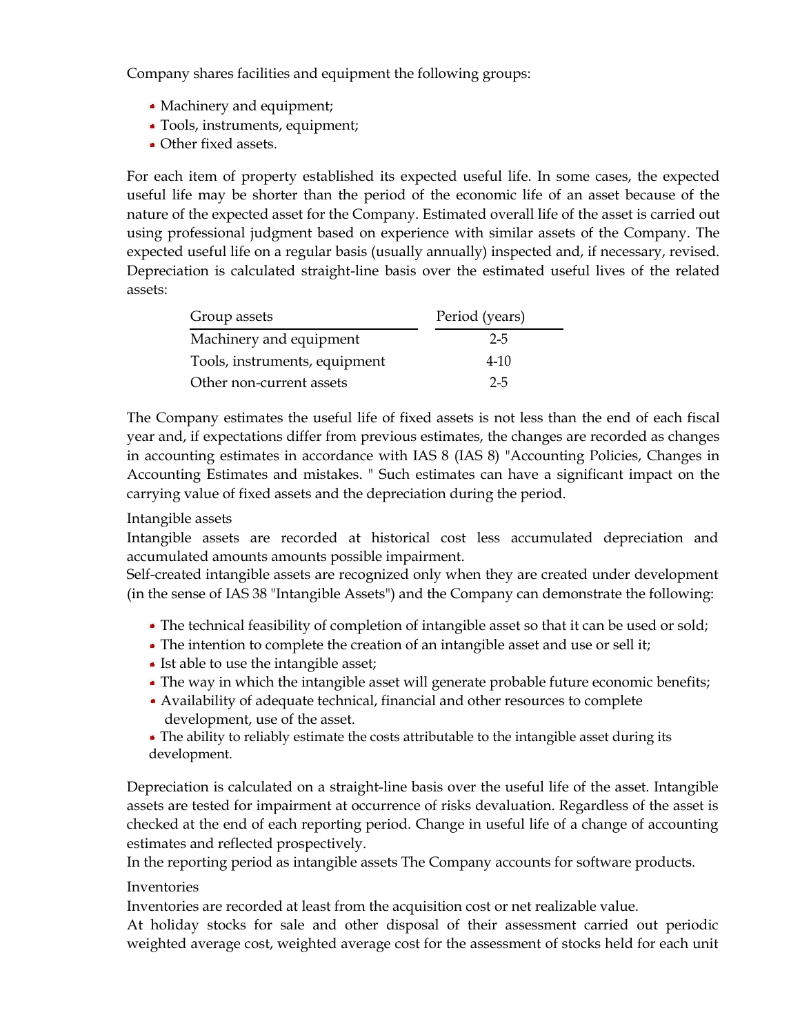Company shares facilities and equipment the following groups:

- Machinery and equipment;
- Tools, instruments, equipment;
- Other fixed assets.

For each item of property established its expected useful life. In some cases, the expected useful life may be shorter than the period of the economic life of an asset because of the nature of the expected asset for the Company. Estimated overall life of the asset is carried out using professional judgment based on experience with similar assets of the Company. The expected useful life on a regular basis (usually annually) inspected and, if necessary, revised. Depreciation is calculated straight-line basis over the estimated useful lives of the related assets:

| Group assets | Period (years) |
|---|---|
| Machinery and equipment | 2-5 |
| Tools, instruments, equipment | 4-10 |
| Other non-current assets | 2-5 |

The Company estimates the useful life of fixed assets is not less than the end of each fiscal year and, if expectations differ from previous estimates, the changes are recorded as changes in accounting estimates in accordance with IAS 8 (IAS 8) "Accounting Policies, Changes in Accounting Estimates and mistakes. " Such estimates can have a significant impact on the carrying value of fixed assets and the depreciation during the period.

Intangible assets

Intangible assets are recorded at historical cost less accumulated depreciation and accumulated amounts amounts possible impairment.

Self-created intangible assets are recognized only when they are created under development (in the sense of IAS 38 "Intangible Assets") and the Company can demonstrate the following:

- The technical feasibility of completion of intangible asset so that it can be used or sold;
- The intention to complete the creation of an intangible asset and use or sell it;
- Ist able to use the intangible asset;
- The way in which the intangible asset will generate probable future economic benefits;
- Availability of adequate technical, financial and other resources to complete development, use of the asset.
- The ability to reliably estimate the costs attributable to the intangible asset during its development.

Depreciation is calculated on a straight-line basis over the useful life of the asset. Intangible assets are tested for impairment at occurrence of risks devaluation. Regardless of the asset is checked at the end of each reporting period. Change in useful life of a change of accounting estimates and reflected prospectively.

In the reporting period as intangible assets The Company accounts for software products.

Inventories

Inventories are recorded at least from the acquisition cost or net realizable value.

At holiday stocks for sale and other disposal of their assessment carried out periodic weighted average cost, weighted average cost for the assessment of stocks held for each unit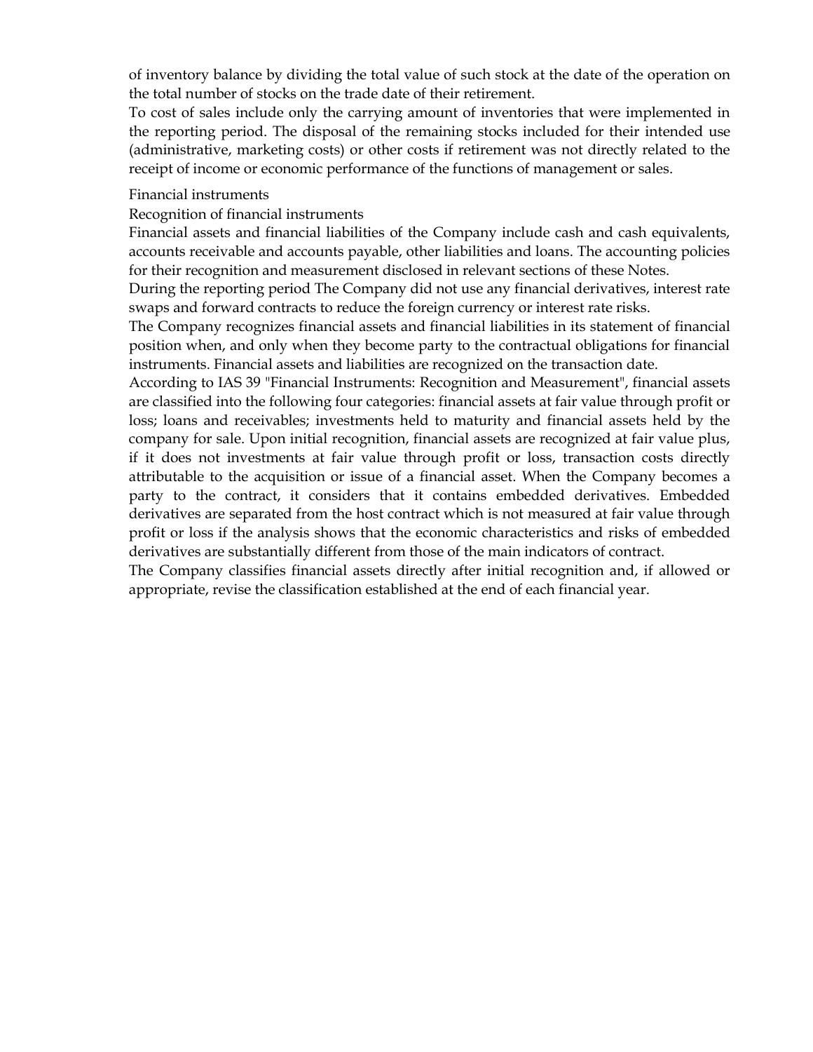of inventory balance by dividing the total value of such stock at the date of the operation on the total number of stocks on the trade date of their retirement.

To cost of sales include only the carrying amount of inventories that were implemented in the reporting period. The disposal of the remaining stocks included for their intended use (administrative, marketing costs) or other costs if retirement was not directly related to the receipt of income or economic performance of the functions of management or sales.

Financial instruments

Recognition of financial instruments

Financial assets and financial liabilities of the Company include cash and cash equivalents, accounts receivable and accounts payable, other liabilities and loans. The accounting policies for their recognition and measurement disclosed in relevant sections of these Notes.

During the reporting period The Company did not use any financial derivatives, interest rate swaps and forward contracts to reduce the foreign currency or interest rate risks.

The Company recognizes financial assets and financial liabilities in its statement of financial position when, and only when they become party to the contractual obligations for financial instruments. Financial assets and liabilities are recognized on the transaction date.

According to IAS 39 "Financial Instruments: Recognition and Measurement", financial assets are classified into the following four categories: financial assets at fair value through profit or loss; loans and receivables; investments held to maturity and financial assets held by the company for sale. Upon initial recognition, financial assets are recognized at fair value plus, if it does not investments at fair value through profit or loss, transaction costs directly attributable to the acquisition or issue of a financial asset. When the Company becomes a party to the contract, it considers that it contains embedded derivatives. Embedded derivatives are separated from the host contract which is not measured at fair value through profit or loss if the analysis shows that the economic characteristics and risks of embedded derivatives are substantially different from those of the main indicators of contract.

The Company classifies financial assets directly after initial recognition and, if allowed or appropriate, revise the classification established at the end of each financial year.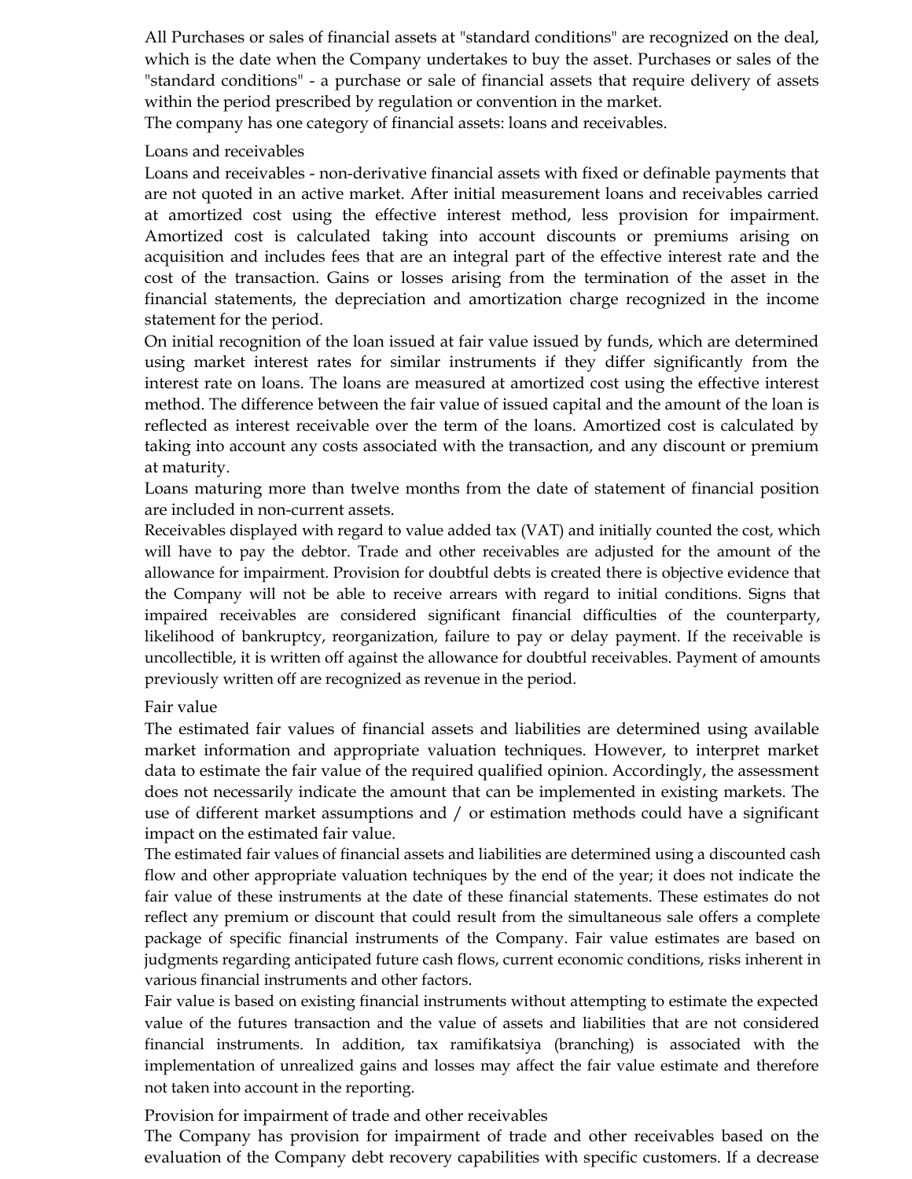All Purchases or sales of financial assets at "standard conditions" are recognized on the deal, which is the date when the Company undertakes to buy the asset. Purchases or sales of the "standard conditions" - a purchase or sale of financial assets that require delivery of assets within the period prescribed by regulation or convention in the market.

The company has one category of financial assets: loans and receivables.

### Loans and receivables

Loans and receivables - non-derivative financial assets with fixed or definable payments that are not quoted in an active market. After initial measurement loans and receivables carried at amortized cost using the effective interest method, less provision for impairment. Amortized cost is calculated taking into account discounts or premiums arising on acquisition and includes fees that are an integral part of the effective interest rate and the cost of the transaction. Gains or losses arising from the termination of the asset in the financial statements, the depreciation and amortization charge recognized in the income statement for the period.

On initial recognition of the loan issued at fair value issued by funds, which are determined using market interest rates for similar instruments if they differ significantly from the interest rate on loans. The loans are measured at amortized cost using the effective interest method. The difference between the fair value of issued capital and the amount of the loan is reflected as interest receivable over the term of the loans. Amortized cost is calculated by taking into account any costs associated with the transaction, and any discount or premium at maturity.

Loans maturing more than twelve months from the date of statement of financial position are included in non-current assets.

Receivables displayed with regard to value added tax (VAT) and initially counted the cost, which will have to pay the debtor. Trade and other receivables are adjusted for the amount of the allowance for impairment. Provision for doubtful debts is created there is objective evidence that the Company will not be able to receive arrears with regard to initial conditions. Signs that impaired receivables are considered significant financial difficulties of the counterparty, likelihood of bankruptcy, reorganization, failure to pay or delay payment. If the receivable is uncollectible, it is written off against the allowance for doubtful receivables. Payment of amounts previously written off are recognized as revenue in the period.

### Fair value

The estimated fair values of financial assets and liabilities are determined using available market information and appropriate valuation techniques. However, to interpret market data to estimate the fair value of the required qualified opinion. Accordingly, the assessment does not necessarily indicate the amount that can be implemented in existing markets. The use of different market assumptions and / or estimation methods could have a significant impact on the estimated fair value.

The estimated fair values of financial assets and liabilities are determined using a discounted cash flow and other appropriate valuation techniques by the end of the year; it does not indicate the fair value of these instruments at the date of these financial statements. These estimates do not reflect any premium or discount that could result from the simultaneous sale offers a complete package of specific financial instruments of the Company. Fair value estimates are based on judgments regarding anticipated future cash flows, current economic conditions, risks inherent in various financial instruments and other factors.

Fair value is based on existing financial instruments without attempting to estimate the expected value of the futures transaction and the value of assets and liabilities that are not considered financial instruments. In addition, tax ramifikatsiya (branching) is associated with the implementation of unrealized gains and losses may affect the fair value estimate and therefore not taken into account in the reporting.

### Provision for impairment of trade and other receivables

The Company has provision for impairment of trade and other receivables based on the evaluation of the Company debt recovery capabilities with specific customers. If a decrease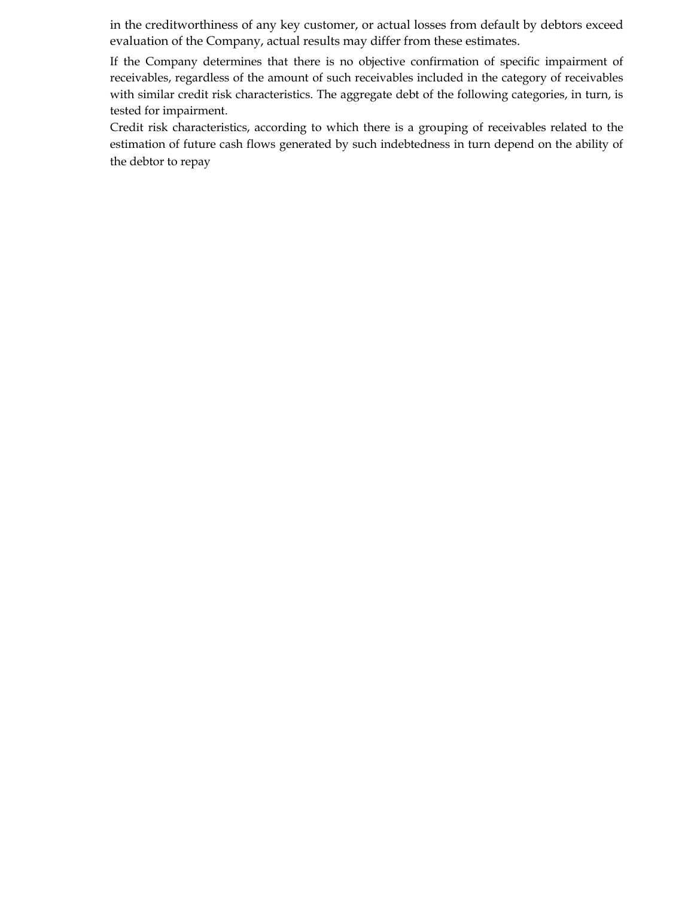in the creditworthiness of any key customer, or actual losses from default by debtors exceed evaluation of the Company, actual results may differ from these estimates.

If the Company determines that there is no objective confirmation of specific impairment of receivables, regardless of the amount of such receivables included in the category of receivables with similar credit risk characteristics. The aggregate debt of the following categories, in turn, is tested for impairment.

Credit risk characteristics, according to which there is a grouping of receivables related to the estimation of future cash flows generated by such indebtedness in turn depend on the ability of the debtor to repay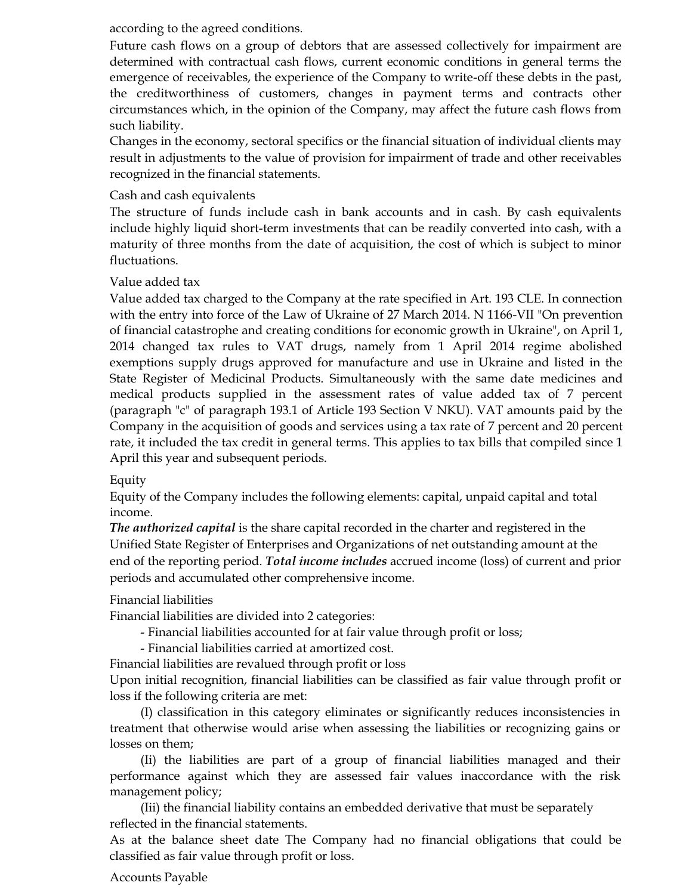according to the agreed conditions.

Future cash flows on a group of debtors that are assessed collectively for impairment are determined with contractual cash flows, current economic conditions in general terms the emergence of receivables, the experience of the Company to write-off these debts in the past, the creditworthiness of customers, changes in payment terms and contracts other circumstances which, in the opinion of the Company, may affect the future cash flows from such liability.

Changes in the economy, sectoral specifics or the financial situation of individual clients may result in adjustments to the value of provision for impairment of trade and other receivables recognized in the financial statements.

Cash and cash equivalents

The structure of funds include cash in bank accounts and in cash. By cash equivalents include highly liquid short-term investments that can be readily converted into cash, with a maturity of three months from the date of acquisition, the cost of which is subject to minor fluctuations.

Value added tax

Value added tax charged to the Company at the rate specified in Art. 193 CLE. In connection with the entry into force of the Law of Ukraine of 27 March 2014. N 1166-VII "On prevention of financial catastrophe and creating conditions for economic growth in Ukraine", on April 1, 2014 changed tax rules to VAT drugs, namely from 1 April 2014 regime abolished exemptions supply drugs approved for manufacture and use in Ukraine and listed in the State Register of Medicinal Products. Simultaneously with the same date medicines and medical products supplied in the assessment rates of value added tax of 7 percent (paragraph "c" of paragraph 193.1 of Article 193 Section V NKU). VAT amounts paid by the Company in the acquisition of goods and services using a tax rate of 7 percent and 20 percent rate, it included the tax credit in general terms. This applies to tax bills that compiled since 1 April this year and subsequent periods.

Equity

Equity of the Company includes the following elements: capital, unpaid capital and total income.

***The authorized capital*** is the share capital recorded in the charter and registered in the Unified State Register of Enterprises and Organizations of net outstanding amount at the end of the reporting period. ***Total income includes*** accrued income (loss) of current and prior periods and accumulated other comprehensive income.

Financial liabilities

Financial liabilities are divided into 2 categories:

- Financial liabilities accounted for at fair value through profit or loss;
- Financial liabilities carried at amortized cost.

Financial liabilities are revalued through profit or loss

Upon initial recognition, financial liabilities can be classified as fair value through profit or loss if the following criteria are met:

(I) classification in this category eliminates or significantly reduces inconsistencies in treatment that otherwise would arise when assessing the liabilities or recognizing gains or losses on them;

(Ii) the liabilities are part of a group of financial liabilities managed and their performance against which they are assessed fair values inaccordance with the risk management policy;

(Iii) the financial liability contains an embedded derivative that must be separately reflected in the financial statements.

As at the balance sheet date The Company had no financial obligations that could be classified as fair value through profit or loss.

Accounts Payable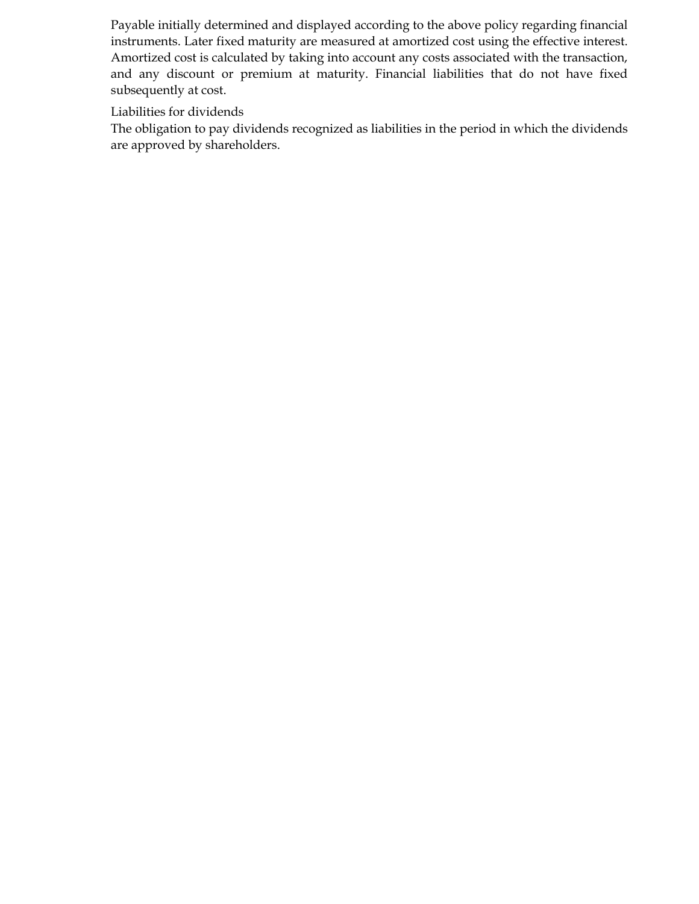Payable initially determined and displayed according to the above policy regarding financial instruments. Later fixed maturity are measured at amortized cost using the effective interest. Amortized cost is calculated by taking into account any costs associated with the transaction, and any discount or premium at maturity. Financial liabilities that do not have fixed subsequently at cost.

Liabilities for dividends

The obligation to pay dividends recognized as liabilities in the period in which the dividends are approved by shareholders.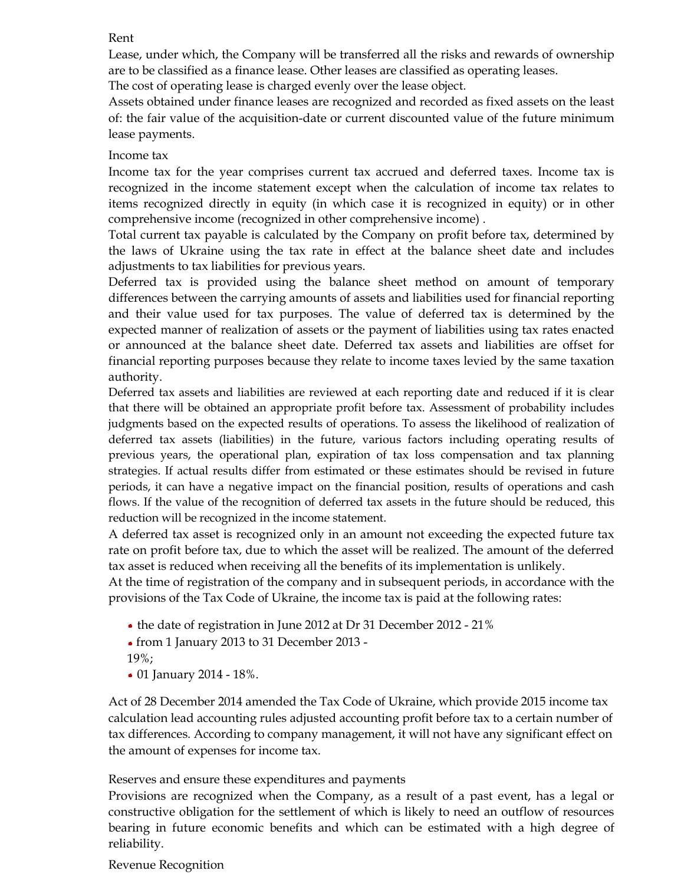Rent

Lease, under which, the Company will be transferred all the risks and rewards of ownership are to be classified as a finance lease. Other leases are classified as operating leases.

The cost of operating lease is charged evenly over the lease object.

Assets obtained under finance leases are recognized and recorded as fixed assets on the least of: the fair value of the acquisition-date or current discounted value of the future minimum lease payments.

Income tax

Income tax for the year comprises current tax accrued and deferred taxes. Income tax is recognized in the income statement except when the calculation of income tax relates to items recognized directly in equity (in which case it is recognized in equity) or in other comprehensive income (recognized in other comprehensive income) .

Total current tax payable is calculated by the Company on profit before tax, determined by the laws of Ukraine using the tax rate in effect at the balance sheet date and includes adjustments to tax liabilities for previous years.

Deferred tax is provided using the balance sheet method on amount of temporary differences between the carrying amounts of assets and liabilities used for financial reporting and their value used for tax purposes. The value of deferred tax is determined by the expected manner of realization of assets or the payment of liabilities using tax rates enacted or announced at the balance sheet date. Deferred tax assets and liabilities are offset for financial reporting purposes because they relate to income taxes levied by the same taxation authority.

Deferred tax assets and liabilities are reviewed at each reporting date and reduced if it is clear that there will be obtained an appropriate profit before tax. Assessment of probability includes judgments based on the expected results of operations. To assess the likelihood of realization of deferred tax assets (liabilities) in the future, various factors including operating results of previous years, the operational plan, expiration of tax loss compensation and tax planning strategies. If actual results differ from estimated or these estimates should be revised in future periods, it can have a negative impact on the financial position, results of operations and cash flows. If the value of the recognition of deferred tax assets in the future should be reduced, this reduction will be recognized in the income statement.

A deferred tax asset is recognized only in an amount not exceeding the expected future tax rate on profit before tax, due to which the asset will be realized. The amount of the deferred tax asset is reduced when receiving all the benefits of its implementation is unlikely.

At the time of registration of the company and in subsequent periods, in accordance with the provisions of the Tax Code of Ukraine, the income tax is paid at the following rates:

- the date of registration in June 2012 at Dr 31 December 2012 - 21%
- from 1 January 2013 to 31 December 2013 - 19%;
- 01 January 2014 - 18%.

Act of 28 December 2014 amended the Tax Code of Ukraine, which provide 2015 income tax calculation lead accounting rules adjusted accounting profit before tax to a certain number of tax differences. According to company management, it will not have any significant effect on the amount of expenses for income tax.

Reserves and ensure these expenditures and payments

Provisions are recognized when the Company, as a result of a past event, has a legal or constructive obligation for the settlement of which is likely to need an outflow of resources bearing in future economic benefits and which can be estimated with a high degree of reliability.

Revenue Recognition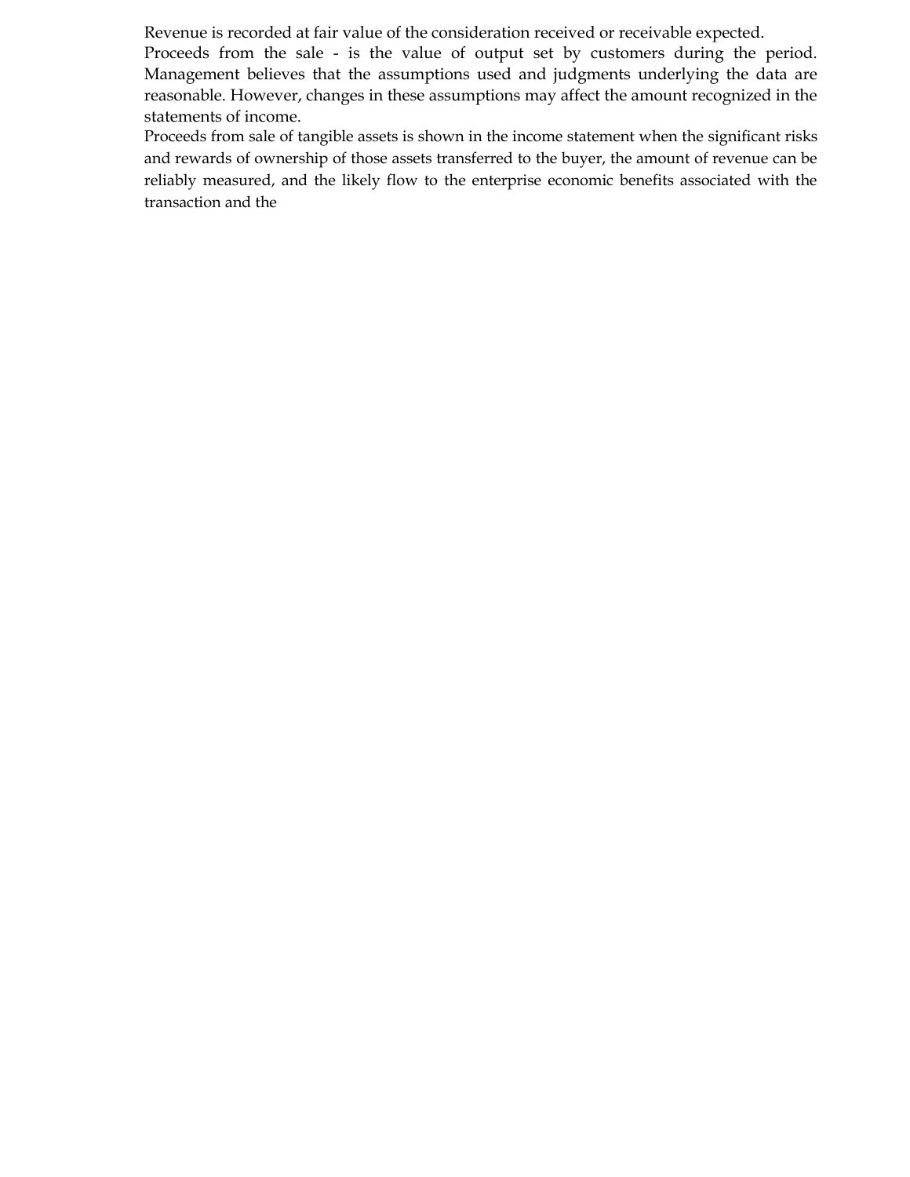Revenue is recorded at fair value of the consideration received or receivable expected.

Proceeds from the sale - is the value of output set by customers during the period. Management believes that the assumptions used and judgments underlying the data are reasonable. However, changes in these assumptions may affect the amount recognized in the statements of income.

Proceeds from sale of tangible assets is shown in the income statement when the significant risks and rewards of ownership of those assets transferred to the buyer, the amount of revenue can be reliably measured, and the likely flow to the enterprise economic benefits associated with the transaction and the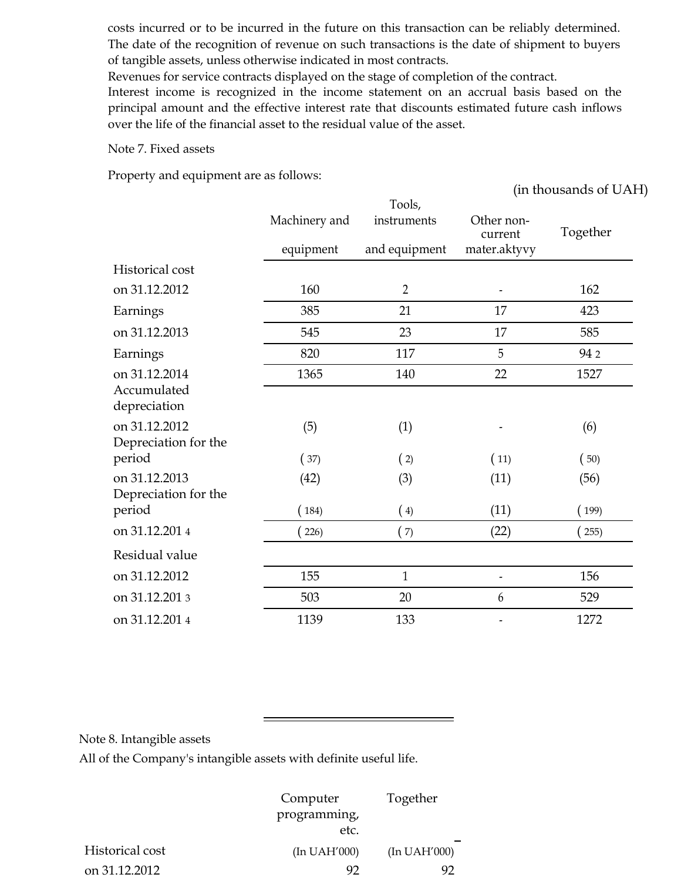costs incurred or to be incurred in the future on this transaction can be reliably determined. The date of the recognition of revenue on such transactions is the date of shipment to buyers of tangible assets, unless otherwise indicated in most contracts.

Revenues for service contracts displayed on the stage of completion of the contract.

Interest income is recognized in the income statement on an accrual basis based on the principal amount and the effective interest rate that discounts estimated future cash inflows over the life of the financial asset to the residual value of the asset.

Note 7. Fixed assets

Property and equipment are as follows:

(in thousands of UAH)

| | Machinery and equipment | Tools, instruments and equipment | Other non-current mater.aktyvy | Together |
|---|---|---|---|---|
| Historical cost | | | | |
| on 31.12.2012 | 160 | 2 | - | 162 |
| Earnings | 385 | 21 | 17 | 423 |
| on 31.12.2013 | 545 | 23 | 17 | 585 |
| Earnings | 820 | 117 | 5 | 94 2 |
| on 31.12.2014 | 1365 | 140 | 22 | 1527 |
| Accumulated depreciation | | | | |
| on 31.12.2012 | (5) | (1) | - | (6) |
| Depreciation for the period | ( 37) | ( 2) | ( 11) | ( 50) |
| on 31.12.2013 | (42) | (3) | (11) | (56) |
| Depreciation for the period | ( 184) | ( 4) | (11) | ( 199) |
| on 31.12.201 4 | ( 226) | ( 7) | (22) | ( 255) |
| Residual value | | | | |
| on 31.12.2012 | 155 | 1 | - | 156 |
| on 31.12.201 3 | 503 | 20 | 6 | 529 |
| on 31.12.201 4 | 1139 | 133 | - | 1272 |

Note 8. Intangible assets

All of the Company's intangible assets with definite useful life.

| | Computer programming, etc. | Together |
|---|---|---|
| Historical cost | (In UAH'000) | (In UAH'000) |
| on 31.12.2012 | 92 | 92 |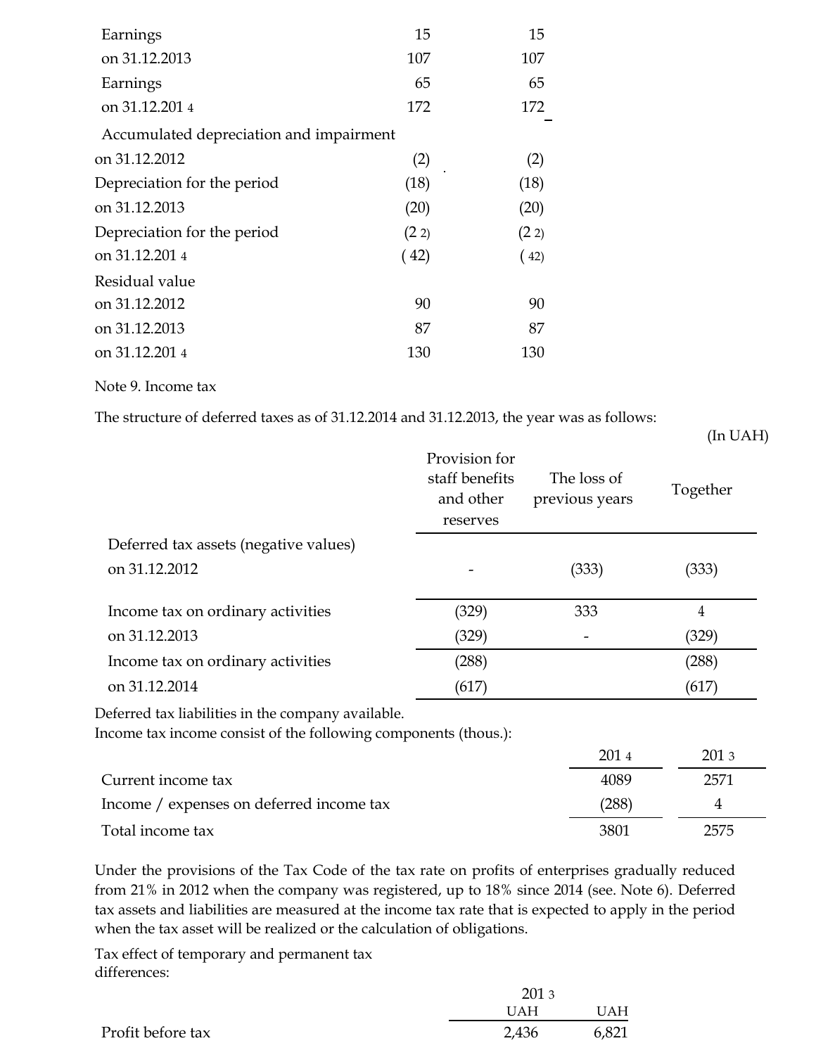| | | |
|---|---|---|
| Earnings | 15 | 15 |
| on 31.12.2013 | 107 | 107 |
| Earnings | 65 | 65 |
| on 31.12.201 4 | 172 | 172 |
| Accumulated depreciation and impairment | | |
| on 31.12.2012 | (2) | (2) |
| Depreciation for the period | (18) | (18) |
| on 31.12.2013 | (20) | (20) |
| Depreciation for the period | (2 2) | (2 2) |
| on 31.12.201 4 | ( 42) | ( 42) |
| Residual value | | |
| on 31.12.2012 | 90 | 90 |
| on 31.12.2013 | 87 | 87 |
| on 31.12.201 4 | 130 | 130 |

Note 9. Income tax

The structure of deferred taxes as of 31.12.2014 and 31.12.2013, the year was as follows:

(In UAH)

| | Provision for staff benefits and other reserves | The loss of previous years | Together |
|---|---|---|---|
| Deferred tax assets (negative values) | | | |
| on 31.12.2012 | - | (333) | (333) |
| Income tax on ordinary activities | (329) | 333 | 4 |
| on 31.12.2013 | (329) | - | (329) |
| Income tax on ordinary activities | (288) | | (288) |
| on 31.12.2014 | (617) | | (617) |

Deferred tax liabilities in the company available.
Income tax income consist of the following components (thous.):

| | 201 4 | 201 3 |
|---|---|---|
| Current income tax | 4089 | 2571 |
| Income / expenses on deferred income tax | (288) | 4 |
| Total income tax | 3801 | 2575 |

Under the provisions of the Tax Code of the tax rate on profits of enterprises gradually reduced from 21% in 2012 when the company was registered, up to 18% since 2014 (see. Note 6). Deferred tax assets and liabilities are measured at the income tax rate that is expected to apply in the period when the tax asset will be realized or the calculation of obligations.

Tax effect of temporary and permanent tax differences:

| | 201 3 | |
|---|---|---|
| | UAH | UAH |
| Profit before tax | 2,436 | 6,821 |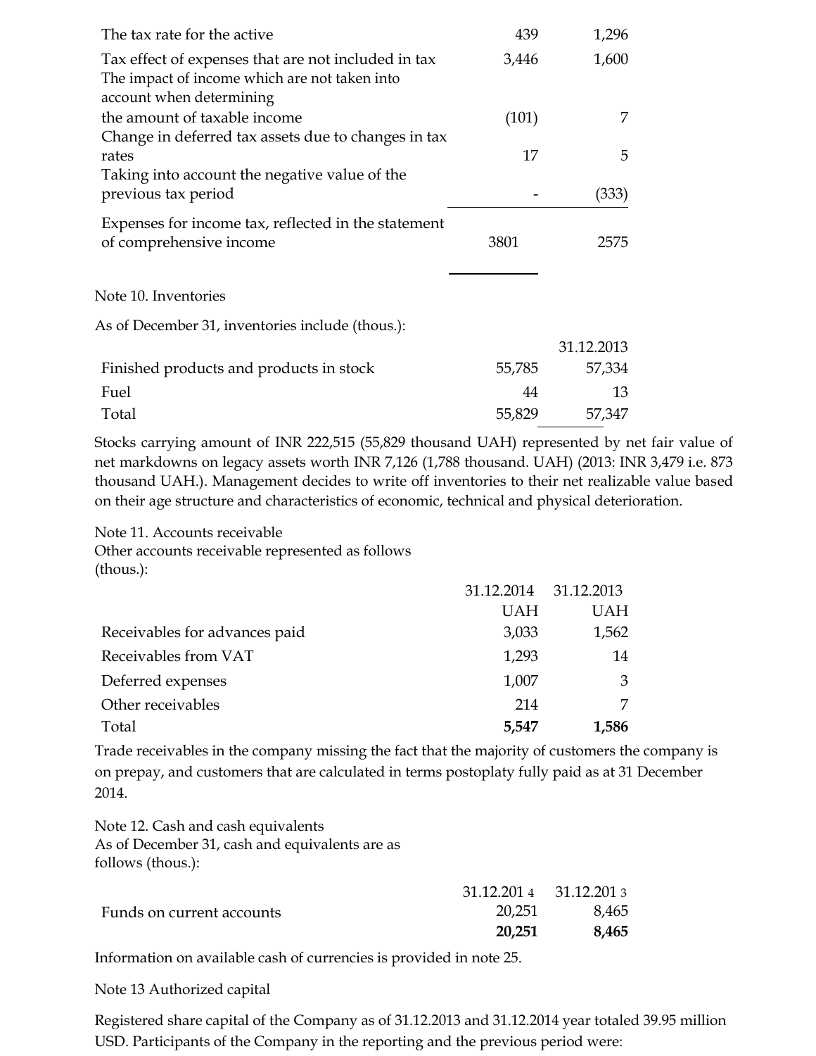| | | |
|---|---|---|
| The tax rate for the active | 439 | 1,296 |
| Tax effect of expenses that are not included in tax | 3,446 | 1,600 |
| The impact of income which are not taken into account when determining the amount of taxable income | (101) | 7 |
| Change in deferred tax assets due to changes in tax rates | 17 | 5 |
| Taking into account the negative value of the previous tax period | - | (333) |
| Expenses for income tax, reflected in the statement of comprehensive income | 3801 | 2575 |

Note 10. Inventories

As of December 31, inventories include (thous.):

| | | 31.12.2013 |
|---|---|---|
| Finished products and products in stock | 55,785 | 57,334 |
| Fuel | 44 | 13 |
| Total | 55,829 | 57,347 |

Stocks carrying amount of INR 222,515 (55,829 thousand UAH) represented by net fair value of net markdowns on legacy assets worth INR 7,126 (1,788 thousand. UAH) (2013: INR 3,479 i.e. 873 thousand UAH.). Management decides to write off inventories to their net realizable value based on their age structure and characteristics of economic, technical and physical deterioration.

Note 11. Accounts receivable
Other accounts receivable represented as follows (thous.):

| | 31.12.2014 UAH | 31.12.2013 UAH |
|---|---|---|
| Receivables for advances paid | 3,033 | 1,562 |
| Receivables from VAT | 1,293 | 14 |
| Deferred expenses | 1,007 | 3 |
| Other receivables | 214 | 7 |
| Total | **5,547** | **1,586** |

Trade receivables in the company missing the fact that the majority of customers the company is on prepay, and customers that are calculated in terms postoplaty fully paid as at 31 December 2014.

Note 12. Cash and cash equivalents
As of December 31, cash and equivalents are as follows (thous.):

| | 31.12.2014 | 31.12.2013 |
|---|---|---|
| Funds on current accounts | 20,251 | 8,465 |
| | **20,251** | **8,465** |

Information on available cash of currencies is provided in note 25.

Note 13 Authorized capital

Registered share capital of the Company as of 31.12.2013 and 31.12.2014 year totaled 39.95 million USD. Participants of the Company in the reporting and the previous period were: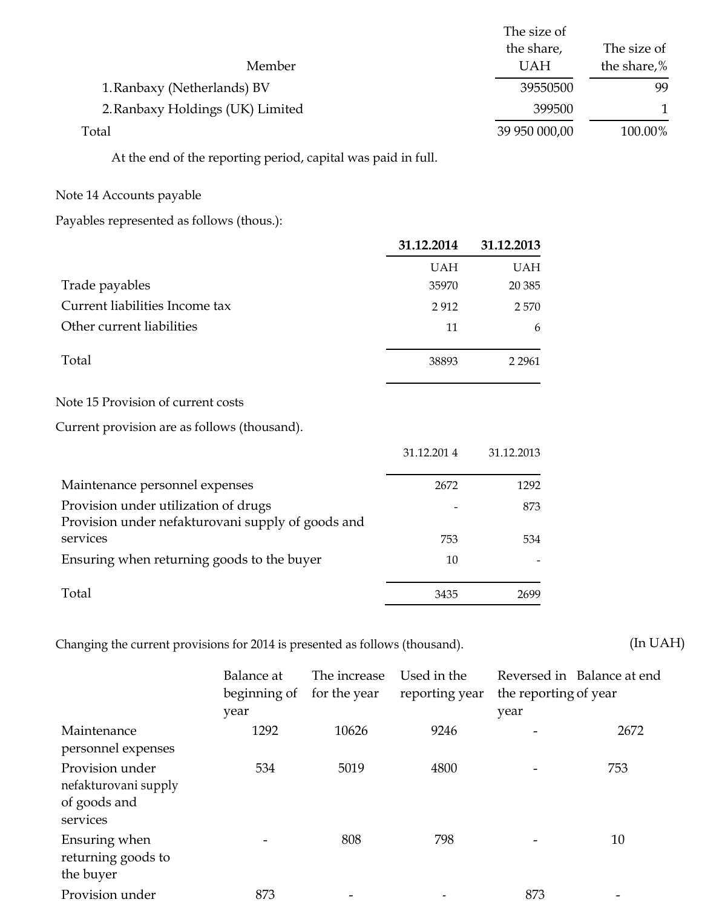| Member | The size of the share, UAH | The size of the share,% |
|---|---|---|
| 1. Ranbaxy (Netherlands) BV | 39550500 | 99 |
| 2. Ranbaxy Holdings (UK) Limited | 399500 | 1 |
| Total | 39 950 000,00 | 100.00% |

At the end of the reporting period, capital was paid in full.

Note 14 Accounts payable

Payables represented as follows (thous.):

| | 31.12.2014 | 31.12.2013 |
|---|---|---|
| | UAH | UAH |
| Trade payables | 35970 | 20 385 |
| Current liabilities Income tax | 2 912 | 2 570 |
| Other current liabilities | 11 | 6 |
| Total | 38893 | 2 2961 |

Note 15 Provision of current costs

Current provision are as follows (thousand).

| | 31.12.201 4 | 31.12.2013 |
|---|---|---|
| Maintenance personnel expenses | 2672 | 1292 |
| Provision under utilization of drugs | - | 873 |
| Provision under nefakturovani supply of goods and services | 753 | 534 |
| Ensuring when returning goods to the buyer | 10 | - |
| Total | 3435 | 2699 |

Changing the current provisions for 2014 is presented as follows (thousand). (In UAH)

| | Balance at beginning of year | The increase for the year | Used in the reporting year | Reversed in the reporting year | Balance at end of year |
|---|---|---|---|---|---|
| Maintenance personnel expenses | 1292 | 10626 | 9246 | - | 2672 |
| Provision under nefakturovani supply of goods and services | 534 | 5019 | 4800 | - | 753 |
| Ensuring when returning goods to the buyer | - | 808 | 798 | - | 10 |
| Provision under | 873 | - | - | 873 | - |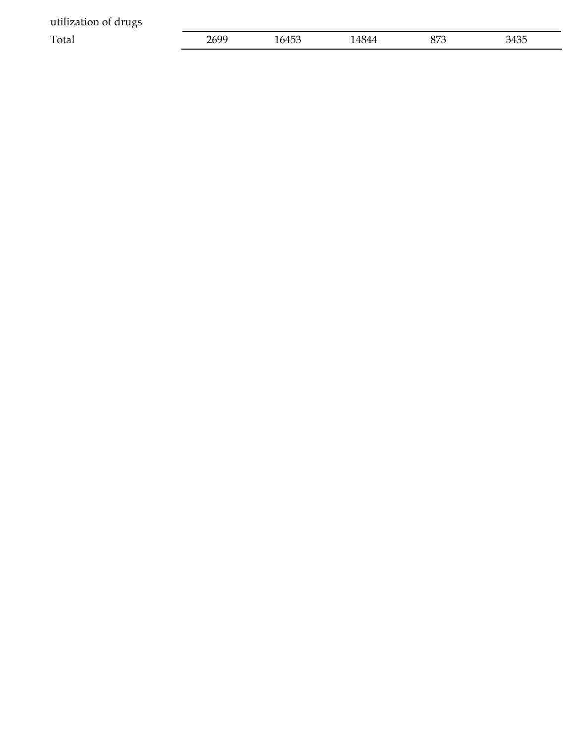| utilization of drugs | | | | | |
|---|---|---|---|---|---|
| Total | 2699 | 16453 | 14844 | 873 | 3435 |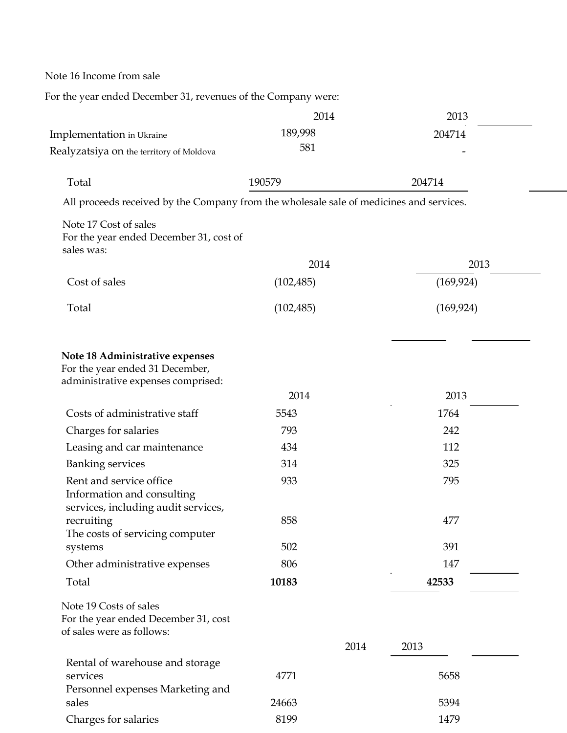Note 16 Income from sale

For the year ended December 31, revenues of the Company were:

| | 2014 | 2013 |
|---|---|---|
| Implementation in Ukraine | 189,998 | 204714 |
| Realyzatsiya on the territory of Moldova | 581 | - |
| Total | 190579 | 204714 |

All proceeds received by the Company from the wholesale sale of medicines and services.

Note 17 Cost of sales
For the year ended December 31, cost of sales was:

| | 2014 | 2013 |
|---|---|---|
| Cost of sales | (102,485) | (169,924) |
| Total | (102,485) | (169,924) |

**Note 18 Administrative expenses**
For the year ended 31 December, administrative expenses comprised:

| | 2014 | 2013 |
|---|---|---|
| Costs of administrative staff | 5543 | 1764 |
| Charges for salaries | 793 | 242 |
| Leasing and car maintenance | 434 | 112 |
| Banking services | 314 | 325 |
| Rent and service office | 933 | 795 |
| Information and consulting services, including audit services, recruiting | 858 | 477 |
| The costs of servicing computer systems | 502 | 391 |
| Other administrative expenses | 806 | 147 |
| Total | **10183** | **42533** |

Note 19 Costs of sales
For the year ended December 31, cost of sales were as follows:

| | 2014 | 2013 |
|---|---|---|
| Rental of warehouse and storage services | 4771 | 5658 |
| Personnel expenses Marketing and sales | 24663 | 5394 |
| Charges for salaries | 8199 | 1479 |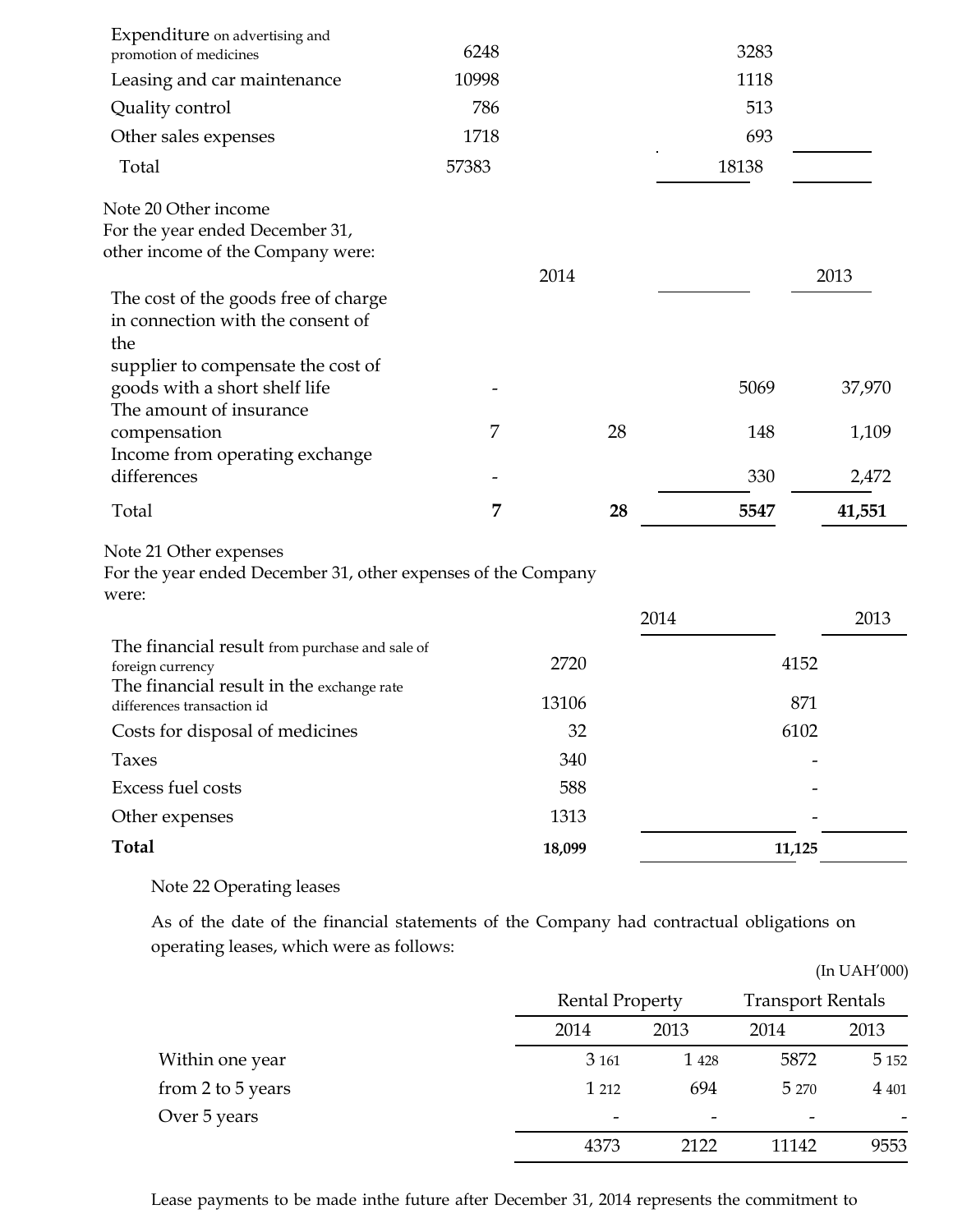| | | |
|---|---|---|
| Expenditure on advertising and promotion of medicines | 6248 | 3283 |
| Leasing and car maintenance | 10998 | 1118 |
| Quality control | 786 | 513 |
| Other sales expenses | 1718 | 693 |
| Total | 57383 | 18138 |

Note 20 Other income
For the year ended December 31,
other income of the Company were:

| | 2014 | | | 2013 |
|---|---|---|---|---|
| The cost of the goods free of charge in connection with the consent of the supplier to compensate the cost of goods with a short shelf life | - | | 5069 | 37,970 |
| The amount of insurance compensation | 7 | 28 | 148 | 1,109 |
| Income from operating exchange differences | - | | 330 | 2,472 |
| Total | **7** | **28** | **5547** | **41,551** |

Note 21 Other expenses
For the year ended December 31, other expenses of the Company were:

| | 2014 | 2013 |
|---|---|---|
| The financial result from purchase and sale of foreign currency | 2720 | 4152 |
| The financial result in the exchange rate differences transaction id | 13106 | 871 |
| Costs for disposal of medicines | 32 | 6102 |
| Taxes | 340 | - |
| Excess fuel costs | 588 | - |
| Other expenses | 1313 | - |
| **Total** | **18,099** | **11,125** |

Note 22 Operating leases

As of the date of the financial statements of the Company had contractual obligations on operating leases, which were as follows:

(In UAH'000)

| | Rental Property | | Transport Rentals | |
|---|---|---|---|---|
| | 2014 | 2013 | 2014 | 2013 |
| Within one year | 3 161 | 1 428 | 5872 | 5 152 |
| from 2 to 5 years | 1 212 | 694 | 5 270 | 4 401 |
| Over 5 years | - | - | - | - |
| | 4373 | 2122 | 11142 | 9553 |

Lease payments to be made inthe future after December 31, 2014 represents the commitment to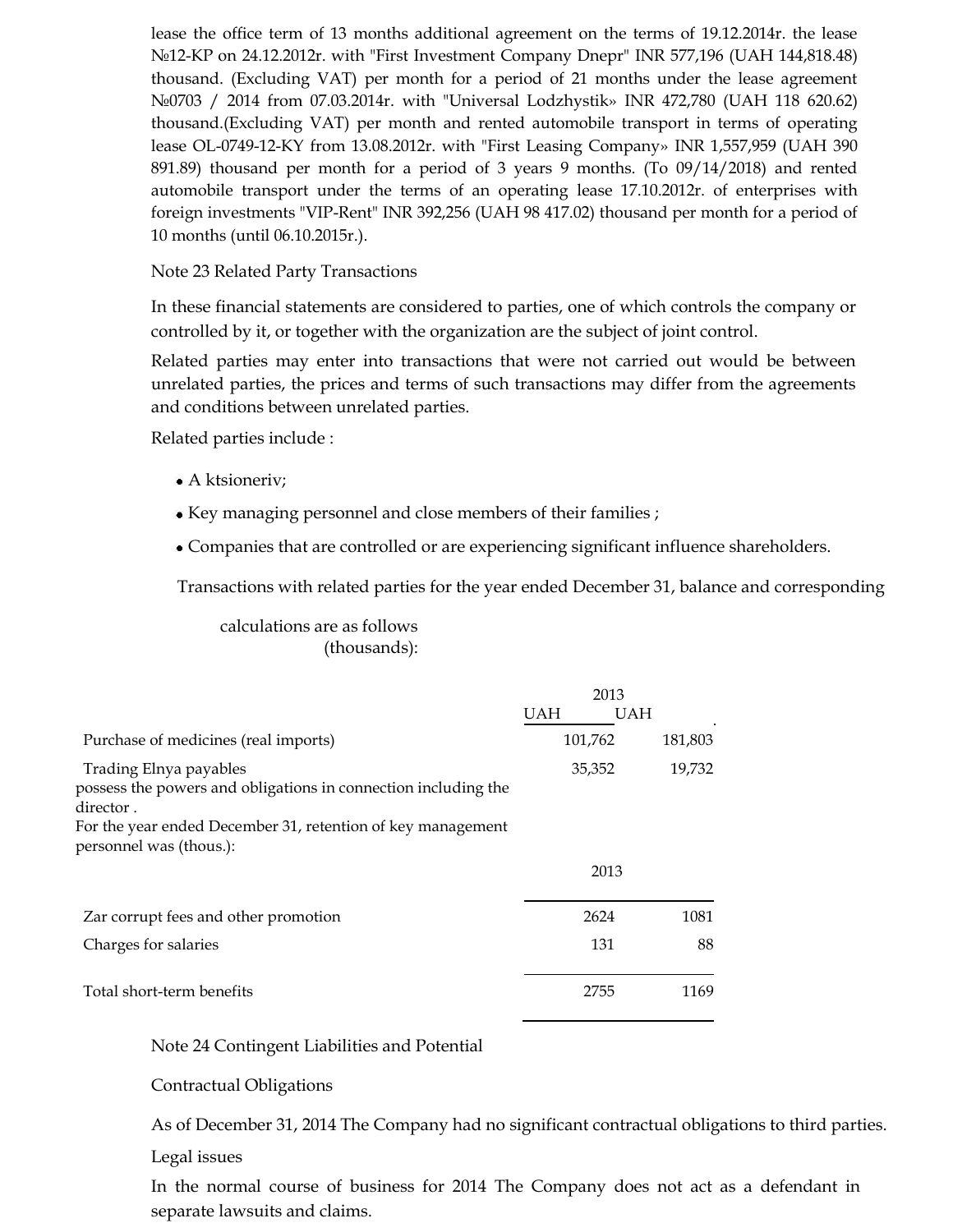lease the office term of 13 months additional agreement on the terms of 19.12.2014r. the lease №12-KP on 24.12.2012r. with "First Investment Company Dnepr" INR 577,196 (UAH 144,818.48) thousand. (Excluding VAT) per month for a period of 21 months under the lease agreement №0703 / 2014 from 07.03.2014r. with "Universal Lodzhystik» INR 472,780 (UAH 118 620.62) thousand.(Excluding VAT) per month and rented automobile transport in terms of operating lease OL-0749-12-KY from 13.08.2012r. with "First Leasing Company» INR 1,557,959 (UAH 390 891.89) thousand per month for a period of 3 years 9 months. (To 09/14/2018) and rented automobile transport under the terms of an operating lease 17.10.2012r. of enterprises with foreign investments "VIP-Rent" INR 392,256 (UAH 98 417.02) thousand per month for a period of 10 months (until 06.10.2015r.).

Note 23 Related Party Transactions

In these financial statements are considered to parties, one of which controls the company or controlled by it, or together with the organization are the subject of joint control.

Related parties may enter into transactions that were not carried out would be between unrelated parties, the prices and terms of such transactions may differ from the agreements and conditions between unrelated parties.

Related parties include :

- A ktsioneriv;
- Key managing personnel and close members of their families ;
- Companies that are controlled or are experiencing significant influence shareholders.

Transactions with related parties for the year ended December 31, balance and corresponding calculations are as follows (thousands):

| | 2013 UAH | UAH |
|---|---|---|
| Purchase of medicines (real imports) | 101,762 | 181,803 |
| Trading Elnya payables | 35,352 | 19,732 |

possess the powers and obligations in connection including the director .

For the year ended December 31, retention of key management personnel was (thous.):

| | 2013 | |
|---|---|---|
| Zar corrupt fees and other promotion | 2624 | 1081 |
| Charges for salaries | 131 | 88 |
| Total short-term benefits | 2755 | 1169 |

Note 24 Contingent Liabilities and Potential

Contractual Obligations

As of December 31, 2014 The Company had no significant contractual obligations to third parties.

Legal issues

In the normal course of business for 2014 The Company does not act as a defendant in separate lawsuits and claims.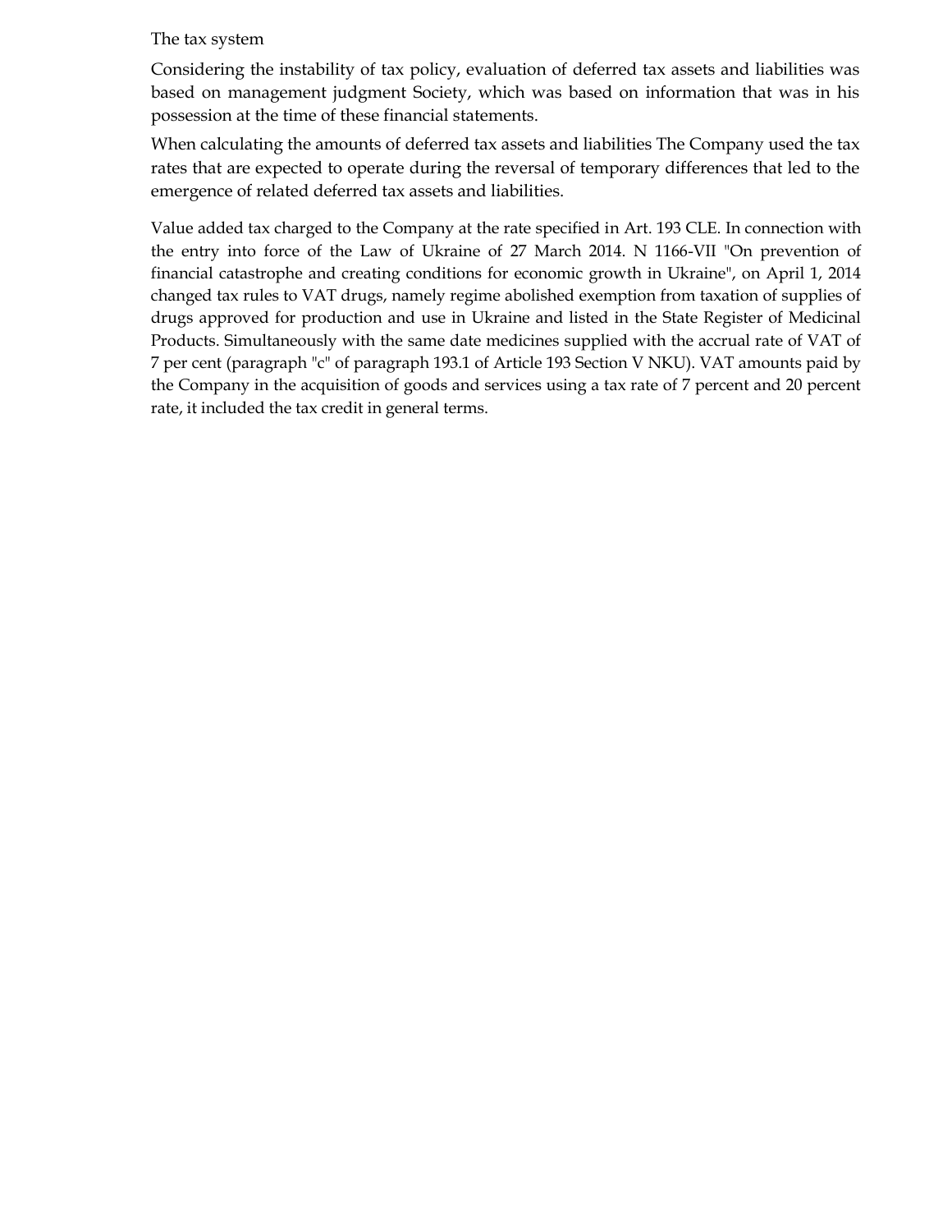The tax system

Considering the instability of tax policy, evaluation of deferred tax assets and liabilities was based on management judgment Society, which was based on information that was in his possession at the time of these financial statements.

When calculating the amounts of deferred tax assets and liabilities The Company used the tax rates that are expected to operate during the reversal of temporary differences that led to the emergence of related deferred tax assets and liabilities.

Value added tax charged to the Company at the rate specified in Art. 193 CLE. In connection with the entry into force of the Law of Ukraine of 27 March 2014. N 1166-VII "On prevention of financial catastrophe and creating conditions for economic growth in Ukraine", on April 1, 2014 changed tax rules to VAT drugs, namely regime abolished exemption from taxation of supplies of drugs approved for production and use in Ukraine and listed in the State Register of Medicinal Products. Simultaneously with the same date medicines supplied with the accrual rate of VAT of 7 per cent (paragraph "c" of paragraph 193.1 of Article 193 Section V NKU). VAT amounts paid by the Company in the acquisition of goods and services using a tax rate of 7 percent and 20 percent rate, it included the tax credit in general terms.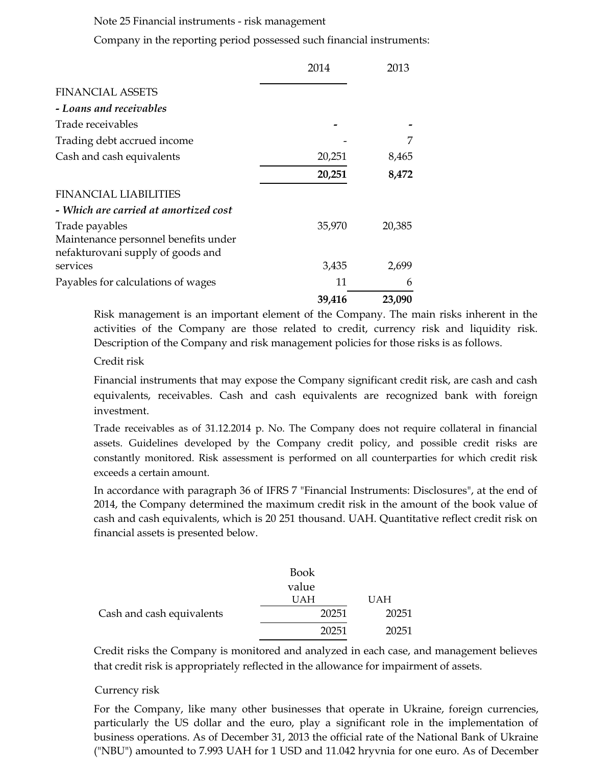Note 25 Financial instruments - risk management

Company in the reporting period possessed such financial instruments:

| | 2014 | 2013 |
|---|---|---|
| FINANCIAL ASSETS | | |
| ***- Loans and receivables*** | | |
| Trade receivables | - | - |
| Trading debt accrued income | - | 7 |
| Cash and cash equivalents | 20,251 | 8,465 |
| | **20,251** | **8,472** |
| FINANCIAL LIABILITIES | | |
| ***- Which are carried at amortized cost*** | | |
| Trade payables | 35,970 | 20,385 |
| Maintenance personnel benefits under nefakturovani supply of goods and services | 3,435 | 2,699 |
| Payables for calculations of wages | 11 | 6 |
| | **39,416** | **23,090** |

Risk management is an important element of the Company. The main risks inherent in the activities of the Company are those related to credit, currency risk and liquidity risk. Description of the Company and risk management policies for those risks is as follows.

Credit risk

Financial instruments that may expose the Company significant credit risk, are cash and cash equivalents, receivables. Cash and cash equivalents are recognized bank with foreign investment.

Trade receivables as of 31.12.2014 p. No. The Company does not require collateral in financial assets. Guidelines developed by the Company credit policy, and possible credit risks are constantly monitored. Risk assessment is performed on all counterparties for which credit risk exceeds a certain amount.

In accordance with paragraph 36 of IFRS 7 "Financial Instruments: Disclosures", at the end of 2014, the Company determined the maximum credit risk in the amount of the book value of cash and cash equivalents, which is 20 251 thousand. UAH. Quantitative reflect credit risk on financial assets is presented below.

| | Book value UAH | UAH |
|---|---|---|
| Cash and cash equivalents | 20251 | 20251 |
| | 20251 | 20251 |

Credit risks the Company is monitored and analyzed in each case, and management believes that credit risk is appropriately reflected in the allowance for impairment of assets.

Currency risk

For the Company, like many other businesses that operate in Ukraine, foreign currencies, particularly the US dollar and the euro, play a significant role in the implementation of business operations. As of December 31, 2013 the official rate of the National Bank of Ukraine ("NBU") amounted to 7.993 UAH for 1 USD and 11.042 hryvnia for one euro. As of December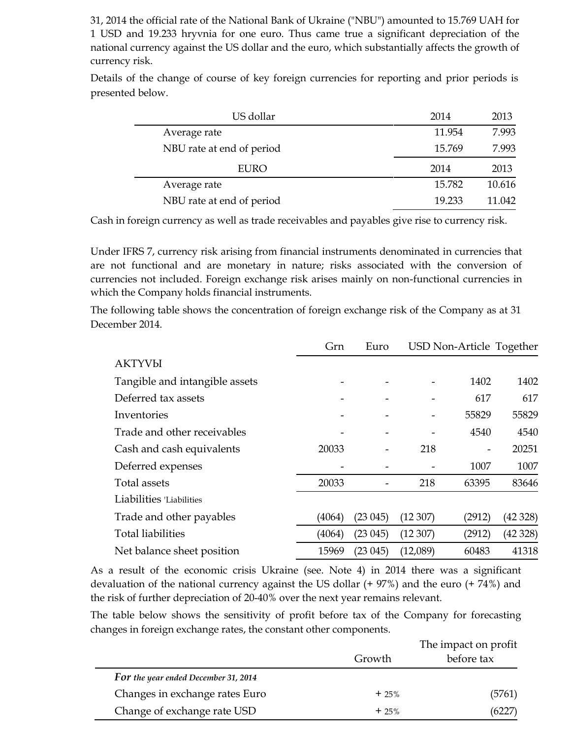31, 2014 the official rate of the National Bank of Ukraine ("NBU") amounted to 15.769 UAH for 1 USD and 19.233 hryvnia for one euro. Thus came true a significant depreciation of the national currency against the US dollar and the euro, which substantially affects the growth of currency risk.

Details of the change of course of key foreign currencies for reporting and prior periods is presented below.

| US dollar | 2014 | 2013 |
|---|---|---|
| Average rate | 11.954 | 7.993 |
| NBU rate at end of period | 15.769 | 7.993 |
| **EURO** | **2014** | **2013** |
| Average rate | 15.782 | 10.616 |
| NBU rate at end of period | 19.233 | 11.042 |

Cash in foreign currency as well as trade receivables and payables give rise to currency risk.

Under IFRS 7, currency risk arising from financial instruments denominated in currencies that are not functional and are monetary in nature; risks associated with the conversion of currencies not included. Foreign exchange risk arises mainly on non-functional currencies in which the Company holds financial instruments.

The following table shows the concentration of foreign exchange risk of the Company as at 31 December 2014.

| | Grn | Euro | USD | Non-Article | Together |
|---|---|---|---|---|---|
| АКТУVЫ | | | | | |
| Tangible and intangible assets | - | - | - | 1402 | 1402 |
| Deferred tax assets | - | - | - | 617 | 617 |
| Inventories | - | - | - | 55829 | 55829 |
| Trade and other receivables | - | - | - | 4540 | 4540 |
| Cash and cash equivalents | 20033 | - | 218 | - | 20251 |
| Deferred expenses | - | - | - | 1007 | 1007 |
| Total assets | 20033 | - | 218 | 63395 | 83646 |
| Liabilities 'Liabilities | | | | | |
| Trade and other payables | (4064) | (23 045) | (12 307) | (2912) | (42 328) |
| Total liabilities | (4064) | (23 045) | (12 307) | (2912) | (42 328) |
| Net balance sheet position | 15969 | (23 045) | (12,089) | 60483 | 41318 |

As a result of the economic crisis Ukraine (see. Note 4) in 2014 there was a significant devaluation of the national currency against the US dollar (+ 97%) and the euro (+ 74%) and the risk of further depreciation of 20-40% over the next year remains relevant.

The table below shows the sensitivity of profit before tax of the Company for forecasting changes in foreign exchange rates, the constant other components.

| | Growth | The impact on profit before tax |
|---|---|---|
| ***For** the year ended December 31, 2014* | | |
| Changes in exchange rates Euro | + 25% | (5761) |
| Change of exchange rate USD | + 25% | (6227) |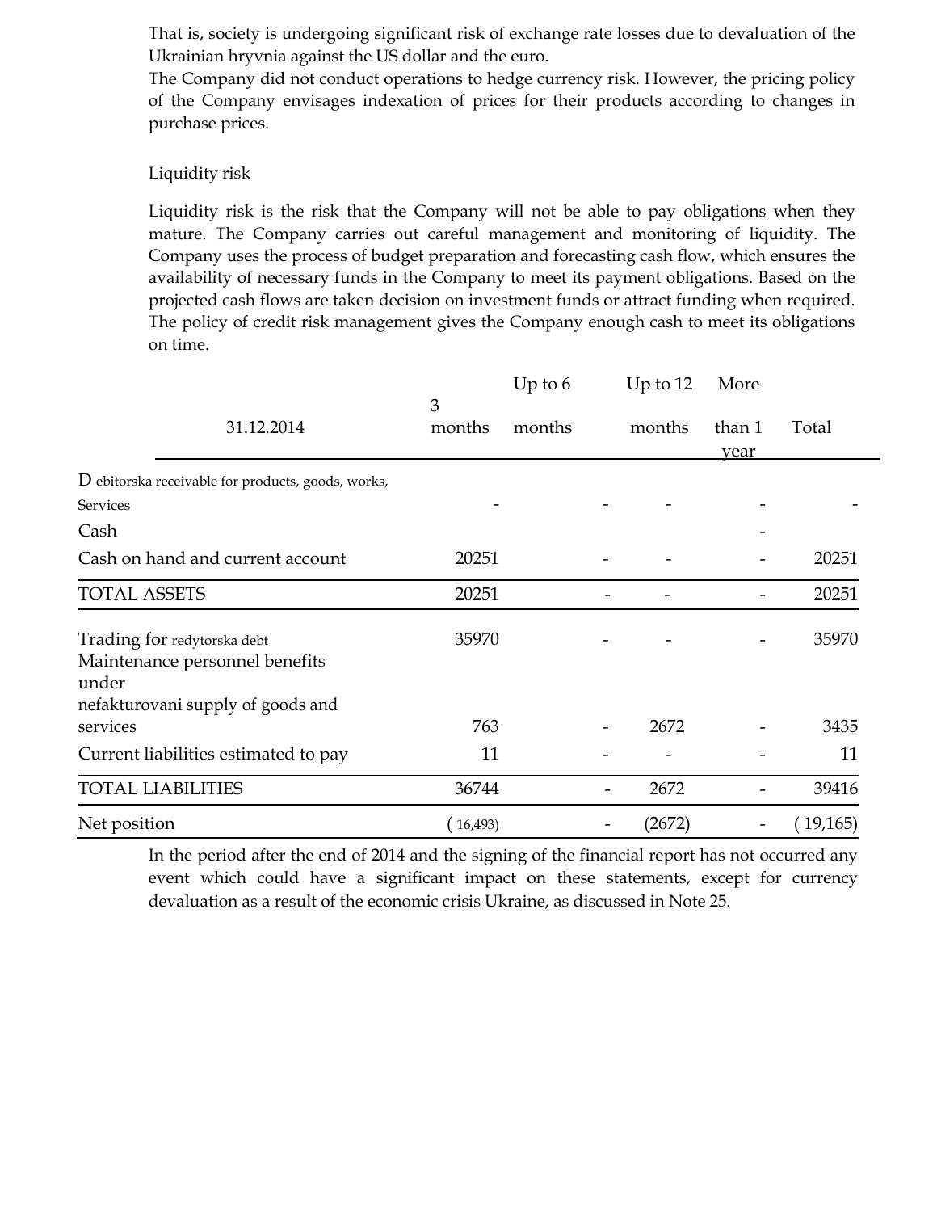That is, society is undergoing significant risk of exchange rate losses due to devaluation of the Ukrainian hryvnia against the US dollar and the euro.
The Company did not conduct operations to hedge currency risk. However, the pricing policy of the Company envisages indexation of prices for their products according to changes in purchase prices.

Liquidity risk

Liquidity risk is the risk that the Company will not be able to pay obligations when they mature. The Company carries out careful management and monitoring of liquidity. The Company uses the process of budget preparation and forecasting cash flow, which ensures the availability of necessary funds in the Company to meet its payment obligations. Based on the projected cash flows are taken decision on investment funds or attract funding when required. The policy of credit risk management gives the Company enough cash to meet its obligations on time.

| 31.12.2014 | 3 months | Up to 6 months | Up to 12 months | More than 1 year | Total |
|---|---|---|---|---|---|
| Debitorska receivable for products, goods, works, Services | - | - | - | - | - |
| Cash | | | | - | |
| Cash on hand and current account | 20251 | - | - | - | 20251 |
| TOTAL ASSETS | 20251 | - | - | - | 20251 |
| Trading for redytorska debt | 35970 | - | - | - | 35970 |
| Maintenance personnel benefits under nefakturovani supply of goods and services | 763 | - | 2672 | - | 3435 |
| Current liabilities estimated to pay | 11 | - | - | - | 11 |
| TOTAL LIABILITIES | 36744 | - | 2672 | - | 39416 |
| Net position | ( 16,493) | - | (2672) | - | ( 19,165) |

In the period after the end of 2014 and the signing of the financial report has not occurred any event which could have a significant impact on these statements, except for currency devaluation as a result of the economic crisis Ukraine, as discussed in Note 25.